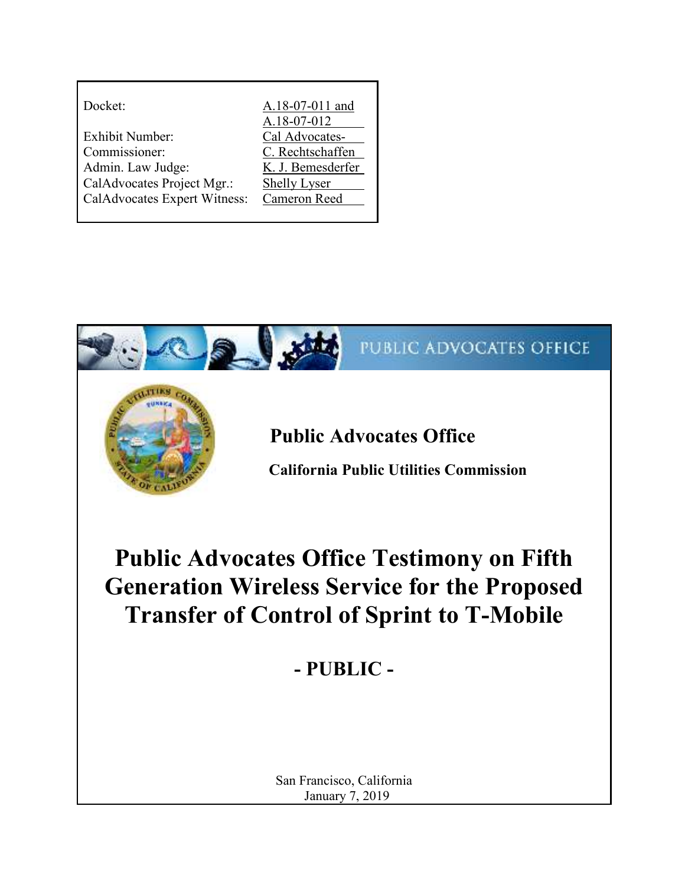| | |
|---|---|
| Docket: | A.18-07-011 and A.18-07-012 |
| Exhibit Number: | Cal Advocates- |
| Commissioner: | C. Rechtschaffen |
| Admin. Law Judge: | K. J. Bemesderfer |
| CalAdvocates Project Mgr.: | Shelly Lyser |
| CalAdvocates Expert Witness: | Cameron Reed |

PUBLIC ADVOCATES OFFICE

**Public Advocates Office**

**California Public Utilities Commission**

# Public Advocates Office Testimony on Fifth Generation Wireless Service for the Proposed Transfer of Control of Sprint to T-Mobile

## - PUBLIC -

San Francisco, California
January 7, 2019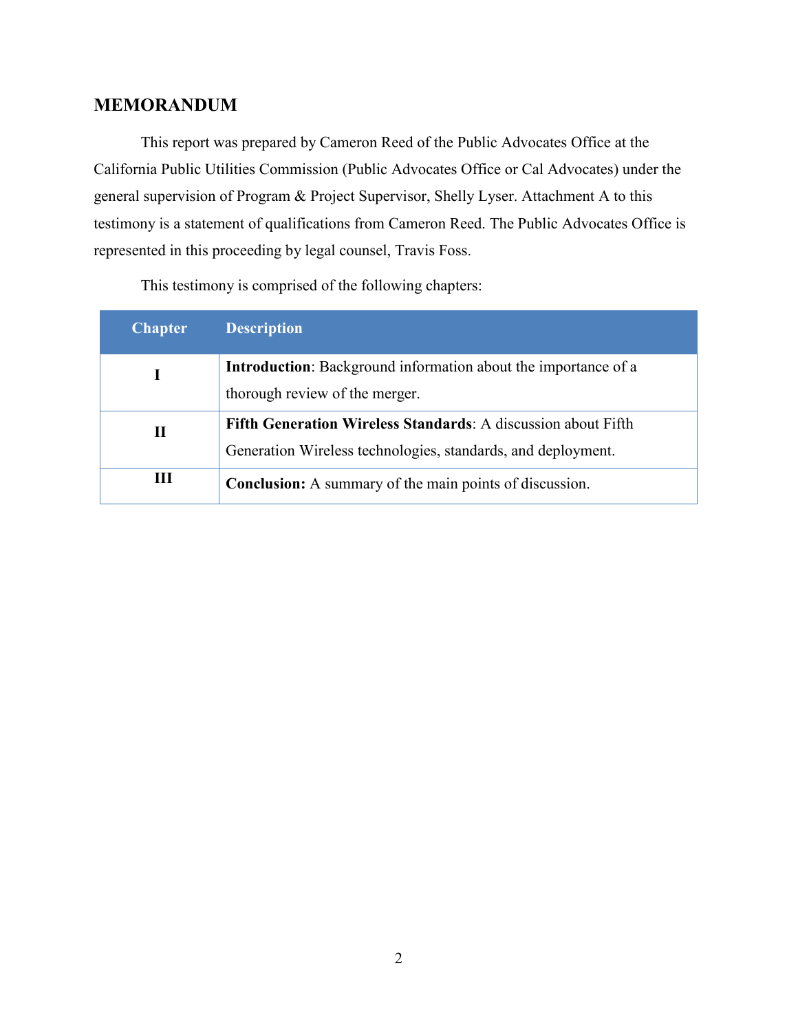## MEMORANDUM

This report was prepared by Cameron Reed of the Public Advocates Office at the California Public Utilities Commission (Public Advocates Office or Cal Advocates) under the general supervision of Program & Project Supervisor, Shelly Lyser. Attachment A to this testimony is a statement of qualifications from Cameron Reed. The Public Advocates Office is represented in this proceeding by legal counsel, Travis Foss.

This testimony is comprised of the following chapters:

| Chapter | Description |
| --- | --- |
| **I** | **Introduction**: Background information about the importance of a thorough review of the merger. |
| **II** | **Fifth Generation Wireless Standards**: A discussion about Fifth Generation Wireless technologies, standards, and deployment. |
| **III** | **Conclusion:** A summary of the main points of discussion. |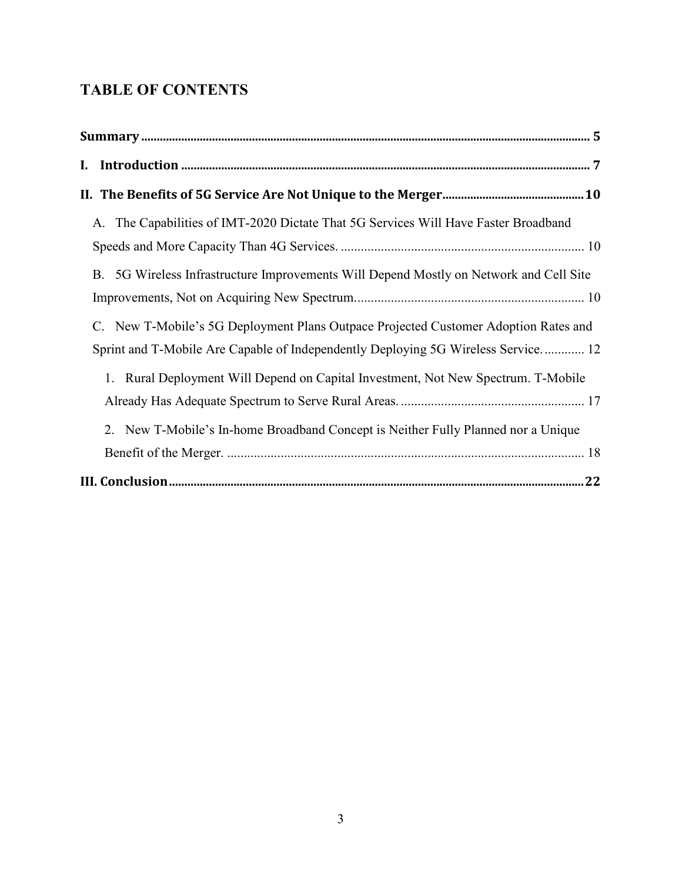# TABLE OF CONTENTS

**Summary** ..... **5**

**I. Introduction** ..... **7**

**II. The Benefits of 5G Service Are Not Unique to the Merger** ..... **10**

- A. The Capabilities of IMT-2020 Dictate That 5G Services Will Have Faster Broadband Speeds and More Capacity Than 4G Services. ..... 10
- B. 5G Wireless Infrastructure Improvements Will Depend Mostly on Network and Cell Site Improvements, Not on Acquiring New Spectrum. ..... 10
- C. New T-Mobile's 5G Deployment Plans Outpace Projected Customer Adoption Rates and Sprint and T-Mobile Are Capable of Independently Deploying 5G Wireless Service. ..... 12
  1. Rural Deployment Will Depend on Capital Investment, Not New Spectrum. T-Mobile Already Has Adequate Spectrum to Serve Rural Areas. ..... 17
  2. New T-Mobile's In-home Broadband Concept is Neither Fully Planned nor a Unique Benefit of the Merger. ..... 18

**III. Conclusion** ..... **22**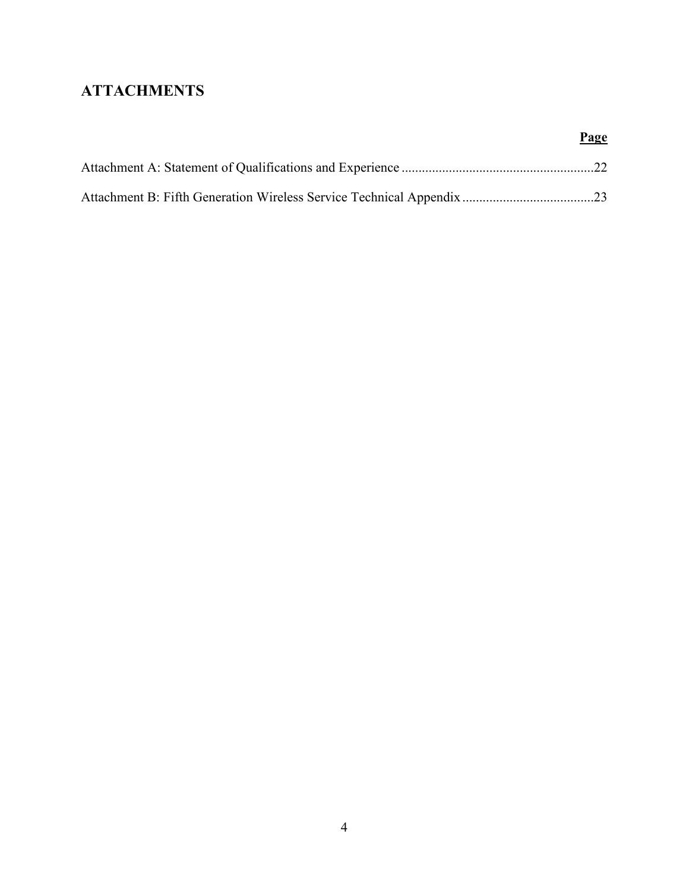## ATTACHMENTS

| | Page |
|---|---|
| Attachment A: Statement of Qualifications and Experience | 22 |
| Attachment B: Fifth Generation Wireless Service Technical Appendix | 23 |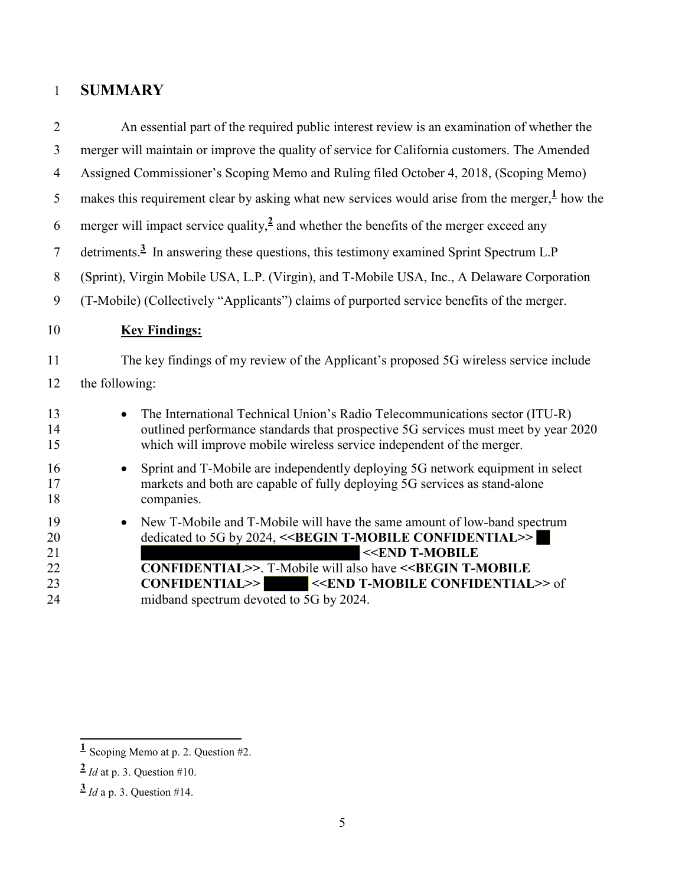# SUMMARY

An essential part of the required public interest review is an examination of whether the merger will maintain or improve the quality of service for California customers. The Amended Assigned Commissioner's Scoping Memo and Ruling filed October 4, 2018, (Scoping Memo) makes this requirement clear by asking what new services would arise from the merger,[1] how the merger will impact service quality,[2] and whether the benefits of the merger exceed any detriments.[3] In answering these questions, this testimony examined Sprint Spectrum L.P (Sprint), Virgin Mobile USA, L.P. (Virgin), and T-Mobile USA, Inc., A Delaware Corporation (T-Mobile) (Collectively "Applicants") claims of purported service benefits of the merger.

**Key Findings:**

The key findings of my review of the Applicant's proposed 5G wireless service include the following:

- The International Technical Union's Radio Telecommunications sector (ITU-R) outlined performance standards that prospective 5G services must meet by year 2020 which will improve mobile wireless service independent of the merger.
- Sprint and T-Mobile are independently deploying 5G network equipment in select markets and both are capable of fully deploying 5G services as stand-alone companies.
- New T-Mobile and T-Mobile will have the same amount of low-band spectrum dedicated to 5G by 2024, **<<BEGIN T-MOBILE CONFIDENTIAL>>** [REDACTED] **<<END T-MOBILE CONFIDENTIAL>>**. T-Mobile will also have **<<BEGIN T-MOBILE CONFIDENTIAL>>** [REDACTED] **<<END T-MOBILE CONFIDENTIAL>>** of midband spectrum devoted to 5G by 2024.

---

[1] Scoping Memo at p. 2. Question #2.

[2] *Id* at p. 3. Question #10.

[3] *Id* a p. 3. Question #14.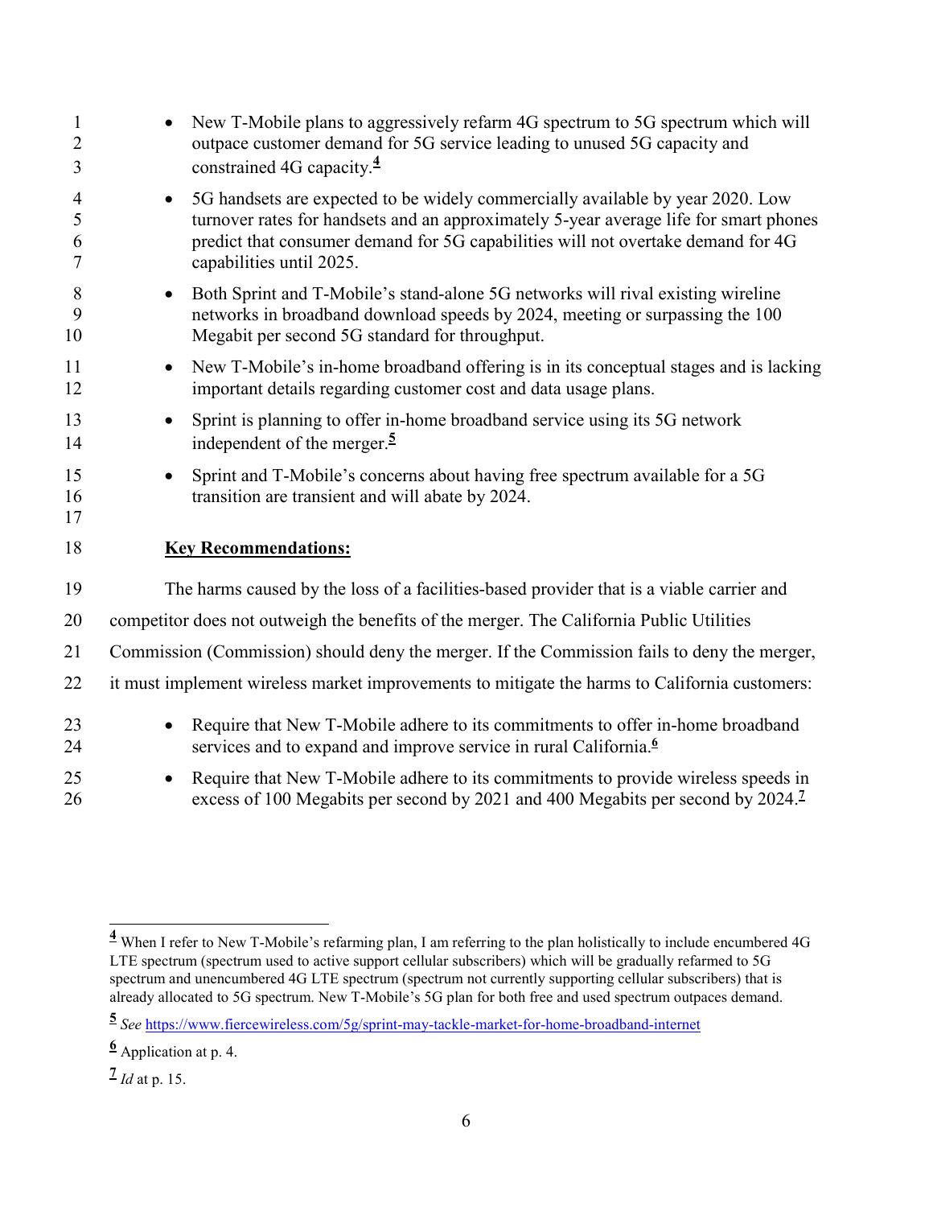- New T-Mobile plans to aggressively refarm 4G spectrum to 5G spectrum which will outpace customer demand for 5G service leading to unused 5G capacity and constrained 4G capacity.[4]
- 5G handsets are expected to be widely commercially available by year 2020. Low turnover rates for handsets and an approximately 5-year average life for smart phones predict that consumer demand for 5G capabilities will not overtake demand for 4G capabilities until 2025.
- Both Sprint and T-Mobile's stand-alone 5G networks will rival existing wireline networks in broadband download speeds by 2024, meeting or surpassing the 100 Megabit per second 5G standard for throughput.
- New T-Mobile's in-home broadband offering is in its conceptual stages and is lacking important details regarding customer cost and data usage plans.
- Sprint is planning to offer in-home broadband service using its 5G network independent of the merger.[5]
- Sprint and T-Mobile's concerns about having free spectrum available for a 5G transition are transient and will abate by 2024.

**Key Recommendations:**

The harms caused by the loss of a facilities-based provider that is a viable carrier and competitor does not outweigh the benefits of the merger. The California Public Utilities Commission (Commission) should deny the merger. If the Commission fails to deny the merger, it must implement wireless market improvements to mitigate the harms to California customers:

- Require that New T-Mobile adhere to its commitments to offer in-home broadband services and to expand and improve service in rural California.[6]
- Require that New T-Mobile adhere to its commitments to provide wireless speeds in excess of 100 Megabits per second by 2021 and 400 Megabits per second by 2024.[7]

---

[4] When I refer to New T-Mobile's refarming plan, I am referring to the plan holistically to include encumbered 4G LTE spectrum (spectrum used to active support cellular subscribers) which will be gradually refarmed to 5G spectrum and unencumbered 4G LTE spectrum (spectrum not currently supporting cellular subscribers) that is already allocated to 5G spectrum. New T-Mobile's 5G plan for both free and used spectrum outpaces demand.

[5] *See* https://www.fiercewireless.com/5g/sprint-may-tackle-market-for-home-broadband-internet

[6] Application at p. 4.

[7] *Id* at p. 15.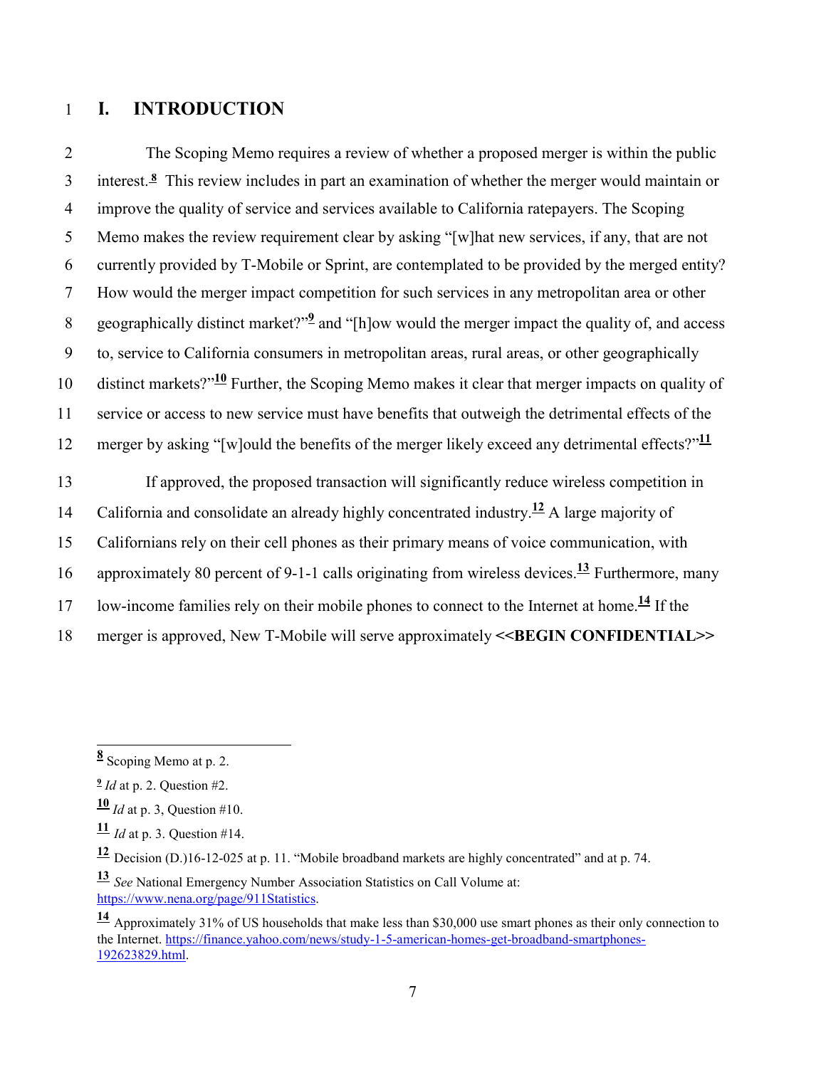# I. INTRODUCTION

The Scoping Memo requires a review of whether a proposed merger is within the public interest.[8] This review includes in part an examination of whether the merger would maintain or improve the quality of service and services available to California ratepayers. The Scoping Memo makes the review requirement clear by asking "[w]hat new services, if any, that are not currently provided by T-Mobile or Sprint, are contemplated to be provided by the merged entity? How would the merger impact competition for such services in any metropolitan area or other geographically distinct market?"[9] and "[h]ow would the merger impact the quality of, and access to, service to California consumers in metropolitan areas, rural areas, or other geographically distinct markets?"[10] Further, the Scoping Memo makes it clear that merger impacts on quality of service or access to new service must have benefits that outweigh the detrimental effects of the merger by asking "[w]ould the benefits of the merger likely exceed any detrimental effects?"[11]

If approved, the proposed transaction will significantly reduce wireless competition in California and consolidate an already highly concentrated industry.[12] A large majority of Californians rely on their cell phones as their primary means of voice communication, with approximately 80 percent of 9-1-1 calls originating from wireless devices.[13] Furthermore, many low-income families rely on their mobile phones to connect to the Internet at home.[14] If the merger is approved, New T-Mobile will serve approximately **<<BEGIN CONFIDENTIAL>>**

---

[8] Scoping Memo at p. 2.

[9] *Id* at p. 2. Question #2.

[10] *Id* at p. 3, Question #10.

[11] *Id* at p. 3. Question #14.

[12] Decision (D.)16-12-025 at p. 11. "Mobile broadband markets are highly concentrated" and at p. 74.

[13] *See* National Emergency Number Association Statistics on Call Volume at: https://www.nena.org/page/911Statistics.

[14] Approximately 31% of US households that make less than $30,000 use smart phones as their only connection to the Internet. https://finance.yahoo.com/news/study-1-5-american-homes-get-broadband-smartphones-192623829.html.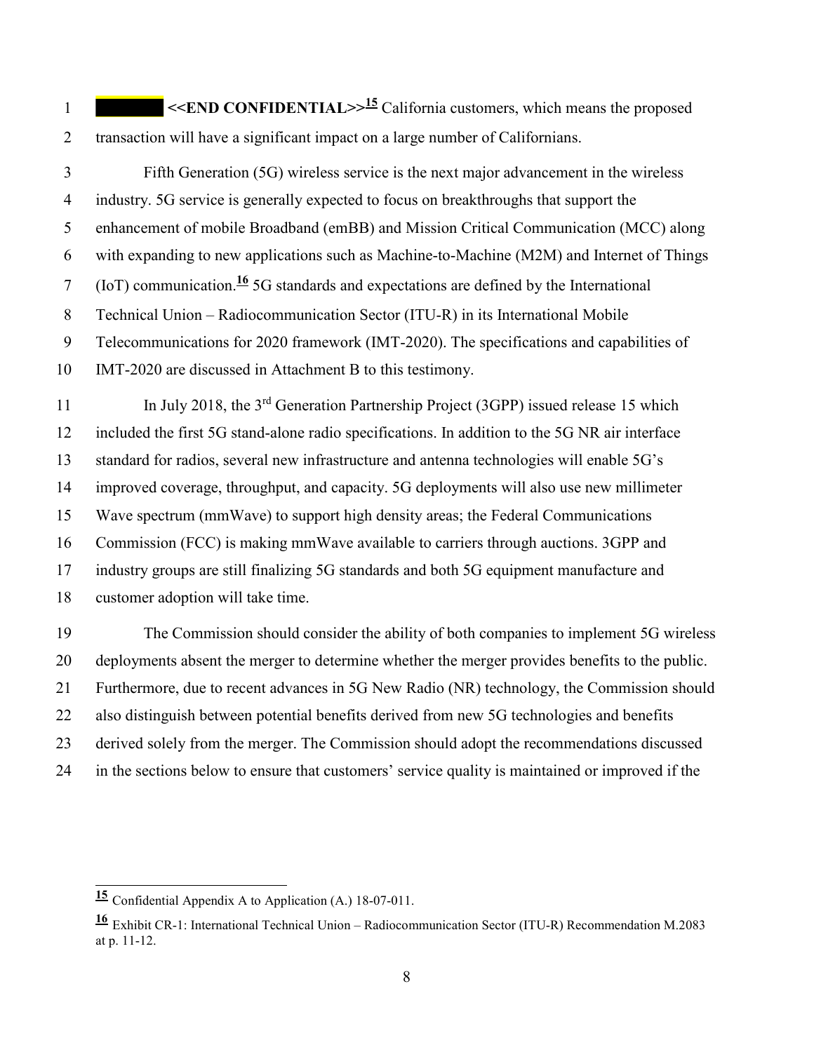**<<END CONFIDENTIAL>>**[15] California customers, which means the proposed transaction will have a significant impact on a large number of Californians.

Fifth Generation (5G) wireless service is the next major advancement in the wireless industry. 5G service is generally expected to focus on breakthroughs that support the enhancement of mobile Broadband (emBB) and Mission Critical Communication (MCC) along with expanding to new applications such as Machine-to-Machine (M2M) and Internet of Things (IoT) communication.[16] 5G standards and expectations are defined by the International Technical Union – Radiocommunication Sector (ITU-R) in its International Mobile Telecommunications for 2020 framework (IMT-2020). The specifications and capabilities of IMT-2020 are discussed in Attachment B to this testimony.

In July 2018, the 3rd Generation Partnership Project (3GPP) issued release 15 which included the first 5G stand-alone radio specifications. In addition to the 5G NR air interface standard for radios, several new infrastructure and antenna technologies will enable 5G's improved coverage, throughput, and capacity. 5G deployments will also use new millimeter Wave spectrum (mmWave) to support high density areas; the Federal Communications Commission (FCC) is making mmWave available to carriers through auctions. 3GPP and industry groups are still finalizing 5G standards and both 5G equipment manufacture and customer adoption will take time.

The Commission should consider the ability of both companies to implement 5G wireless deployments absent the merger to determine whether the merger provides benefits to the public. Furthermore, due to recent advances in 5G New Radio (NR) technology, the Commission should also distinguish between potential benefits derived from new 5G technologies and benefits derived solely from the merger. The Commission should adopt the recommendations discussed in the sections below to ensure that customers' service quality is maintained or improved if the

---

[15] Confidential Appendix A to Application (A.) 18-07-011.

[16] Exhibit CR-1: International Technical Union – Radiocommunication Sector (ITU-R) Recommendation M.2083 at p. 11-12.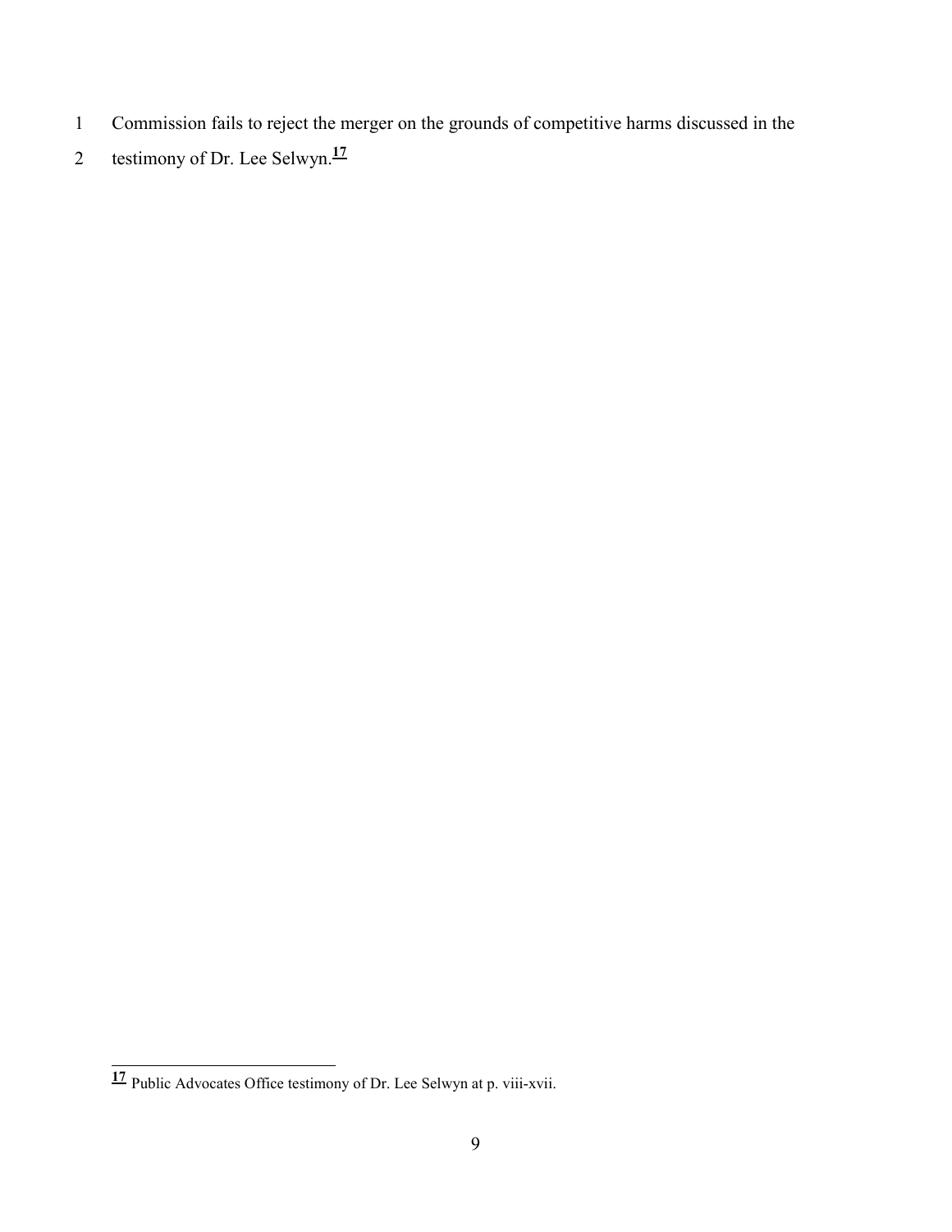Commission fails to reject the merger on the grounds of competitive harms discussed in the testimony of Dr. Lee Selwyn.[17]

---

[17] Public Advocates Office testimony of Dr. Lee Selwyn at p. viii-xvii.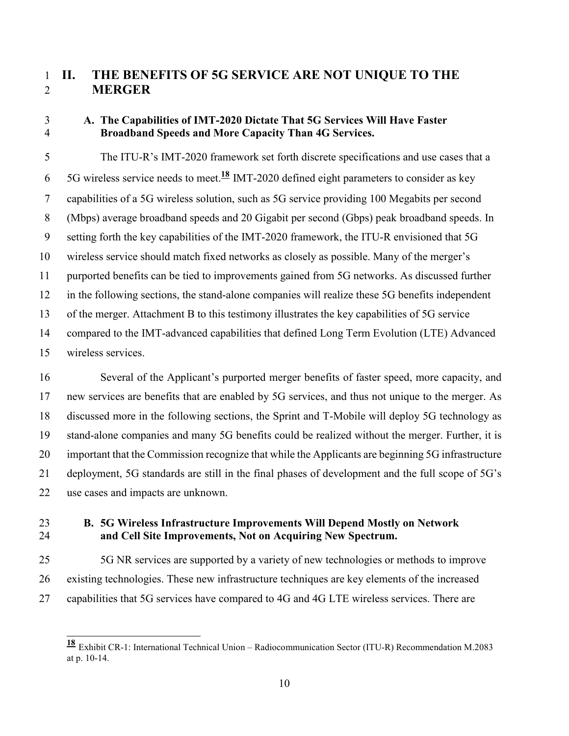## II. THE BENEFITS OF 5G SERVICE ARE NOT UNIQUE TO THE MERGER

### A. The Capabilities of IMT-2020 Dictate That 5G Services Will Have Faster Broadband Speeds and More Capacity Than 4G Services.

The ITU-R's IMT-2020 framework set forth discrete specifications and use cases that a 5G wireless service needs to meet.[18] IMT-2020 defined eight parameters to consider as key capabilities of a 5G wireless solution, such as 5G service providing 100 Megabits per second (Mbps) average broadband speeds and 20 Gigabit per second (Gbps) peak broadband speeds. In setting forth the key capabilities of the IMT-2020 framework, the ITU-R envisioned that 5G wireless service should match fixed networks as closely as possible. Many of the merger's purported benefits can be tied to improvements gained from 5G networks. As discussed further in the following sections, the stand-alone companies will realize these 5G benefits independent of the merger. Attachment B to this testimony illustrates the key capabilities of 5G service compared to the IMT-advanced capabilities that defined Long Term Evolution (LTE) Advanced wireless services.

Several of the Applicant's purported merger benefits of faster speed, more capacity, and new services are benefits that are enabled by 5G services, and thus not unique to the merger. As discussed more in the following sections, the Sprint and T-Mobile will deploy 5G technology as stand-alone companies and many 5G benefits could be realized without the merger. Further, it is important that the Commission recognize that while the Applicants are beginning 5G infrastructure deployment, 5G standards are still in the final phases of development and the full scope of 5G's use cases and impacts are unknown.

### B. 5G Wireless Infrastructure Improvements Will Depend Mostly on Network and Cell Site Improvements, Not on Acquiring New Spectrum.

5G NR services are supported by a variety of new technologies or methods to improve existing technologies. These new infrastructure techniques are key elements of the increased capabilities that 5G services have compared to 4G and 4G LTE wireless services. There are

---

[18] Exhibit CR-1: International Technical Union – Radiocommunication Sector (ITU-R) Recommendation M.2083 at p. 10-14.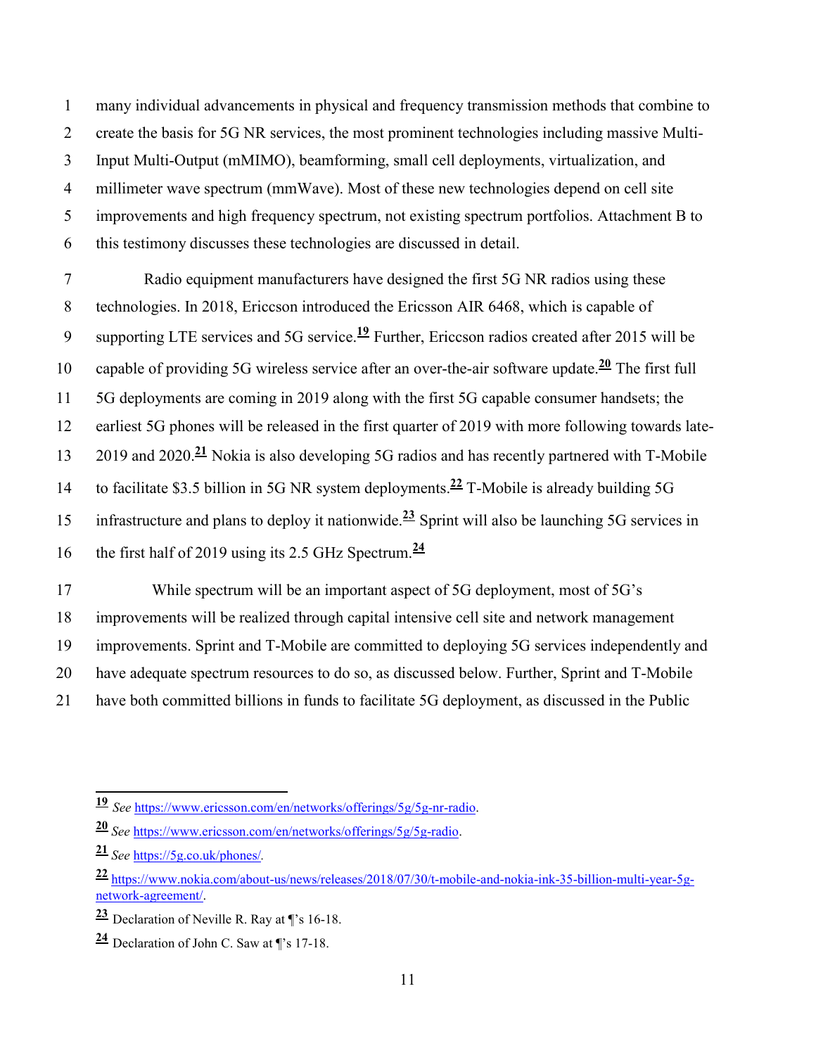many individual advancements in physical and frequency transmission methods that combine to create the basis for 5G NR services, the most prominent technologies including massive Multi-Input Multi-Output (mMIMO), beamforming, small cell deployments, virtualization, and millimeter wave spectrum (mmWave). Most of these new technologies depend on cell site improvements and high frequency spectrum, not existing spectrum portfolios. Attachment B to this testimony discusses these technologies are discussed in detail.

Radio equipment manufacturers have designed the first 5G NR radios using these technologies. In 2018, Ericcson introduced the Ericsson AIR 6468, which is capable of supporting LTE services and 5G service.[19] Further, Ericcson radios created after 2015 will be capable of providing 5G wireless service after an over-the-air software update.[20] The first full 5G deployments are coming in 2019 along with the first 5G capable consumer handsets; the earliest 5G phones will be released in the first quarter of 2019 with more following towards late-2019 and 2020.[21] Nokia is also developing 5G radios and has recently partnered with T-Mobile to facilitate $3.5 billion in 5G NR system deployments.[22] T-Mobile is already building 5G infrastructure and plans to deploy it nationwide.[23] Sprint will also be launching 5G services in the first half of 2019 using its 2.5 GHz Spectrum.[24]

While spectrum will be an important aspect of 5G deployment, most of 5G's improvements will be realized through capital intensive cell site and network management improvements. Sprint and T-Mobile are committed to deploying 5G services independently and have adequate spectrum resources to do so, as discussed below. Further, Sprint and T-Mobile have both committed billions in funds to facilitate 5G deployment, as discussed in the Public

---

[19] *See* https://www.ericsson.com/en/networks/offerings/5g/5g-nr-radio.

[20] *See* https://www.ericsson.com/en/networks/offerings/5g/5g-radio.

[21] *See* https://5g.co.uk/phones/.

[22] https://www.nokia.com/about-us/news/releases/2018/07/30/t-mobile-and-nokia-ink-35-billion-multi-year-5g-network-agreement/.

[23] Declaration of Neville R. Ray at ¶'s 16-18.

[24] Declaration of John C. Saw at ¶'s 17-18.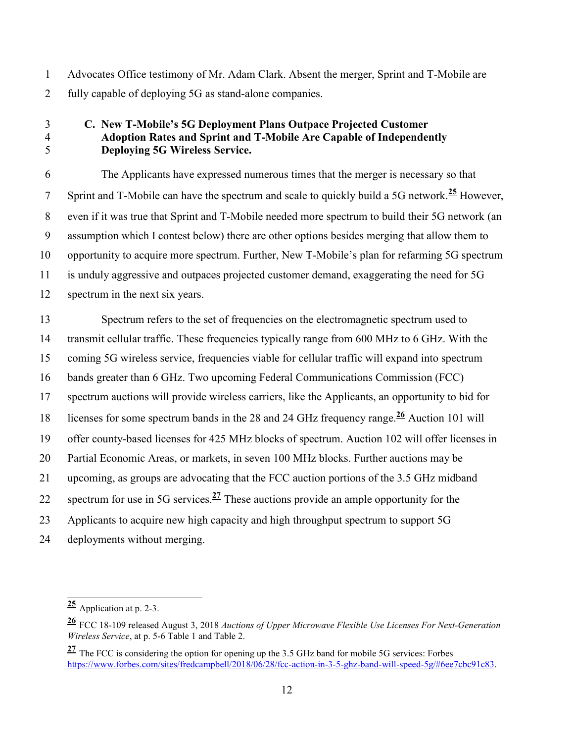Advocates Office testimony of Mr. Adam Clark. Absent the merger, Sprint and T-Mobile are fully capable of deploying 5G as stand-alone companies.

### C. New T-Mobile's 5G Deployment Plans Outpace Projected Customer Adoption Rates and Sprint and T-Mobile Are Capable of Independently Deploying 5G Wireless Service.

The Applicants have expressed numerous times that the merger is necessary so that Sprint and T-Mobile can have the spectrum and scale to quickly build a 5G network.[25] However, even if it was true that Sprint and T-Mobile needed more spectrum to build their 5G network (an assumption which I contest below) there are other options besides merging that allow them to opportunity to acquire more spectrum. Further, New T-Mobile's plan for refarming 5G spectrum is unduly aggressive and outpaces projected customer demand, exaggerating the need for 5G spectrum in the next six years.

Spectrum refers to the set of frequencies on the electromagnetic spectrum used to transmit cellular traffic. These frequencies typically range from 600 MHz to 6 GHz. With the coming 5G wireless service, frequencies viable for cellular traffic will expand into spectrum bands greater than 6 GHz. Two upcoming Federal Communications Commission (FCC) spectrum auctions will provide wireless carriers, like the Applicants, an opportunity to bid for licenses for some spectrum bands in the 28 and 24 GHz frequency range.[26] Auction 101 will offer county-based licenses for 425 MHz blocks of spectrum. Auction 102 will offer licenses in Partial Economic Areas, or markets, in seven 100 MHz blocks. Further auctions may be upcoming, as groups are advocating that the FCC auction portions of the 3.5 GHz midband spectrum for use in 5G services.[27] These auctions provide an ample opportunity for the Applicants to acquire new high capacity and high throughput spectrum to support 5G deployments without merging.

---

[25] Application at p. 2-3.

[26] FCC 18-109 released August 3, 2018 *Auctions of Upper Microwave Flexible Use Licenses For Next-Generation Wireless Service*, at p. 5-6 Table 1 and Table 2.

[27] The FCC is considering the option for opening up the 3.5 GHz band for mobile 5G services: Forbes https://www.forbes.com/sites/fredcampbell/2018/06/28/fcc-action-in-3-5-ghz-band-will-speed-5g/#6ee7cbc91c83.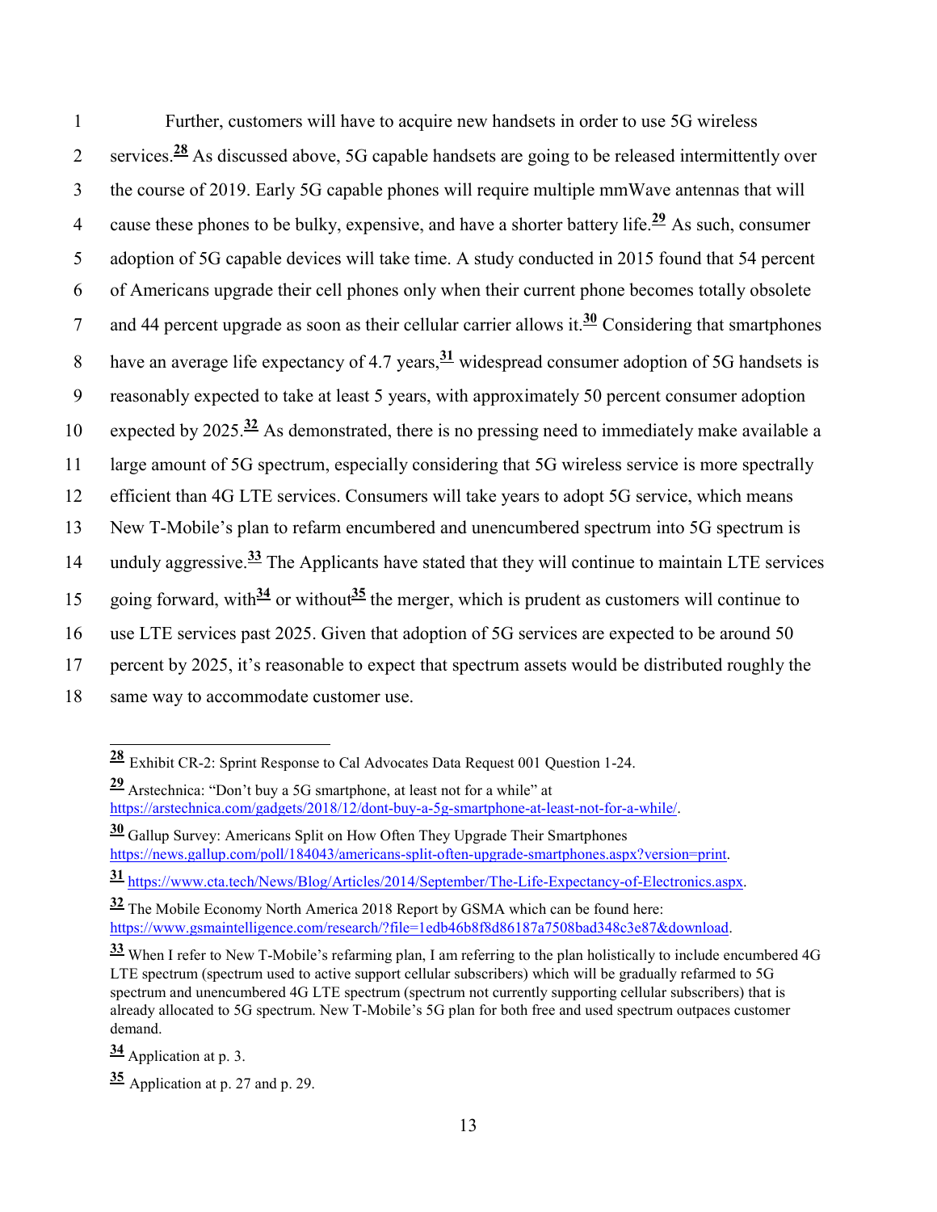Further, customers will have to acquire new handsets in order to use 5G wireless services.[28] As discussed above, 5G capable handsets are going to be released intermittently over the course of 2019. Early 5G capable phones will require multiple mmWave antennas that will cause these phones to be bulky, expensive, and have a shorter battery life.[29] As such, consumer adoption of 5G capable devices will take time. A study conducted in 2015 found that 54 percent of Americans upgrade their cell phones only when their current phone becomes totally obsolete and 44 percent upgrade as soon as their cellular carrier allows it.[30] Considering that smartphones have an average life expectancy of 4.7 years,[31] widespread consumer adoption of 5G handsets is reasonably expected to take at least 5 years, with approximately 50 percent consumer adoption expected by 2025.[32] As demonstrated, there is no pressing need to immediately make available a large amount of 5G spectrum, especially considering that 5G wireless service is more spectrally efficient than 4G LTE services. Consumers will take years to adopt 5G service, which means New T-Mobile's plan to refarm encumbered and unencumbered spectrum into 5G spectrum is unduly aggressive.[33] The Applicants have stated that they will continue to maintain LTE services going forward, with[34] or without[35] the merger, which is prudent as customers will continue to use LTE services past 2025. Given that adoption of 5G services are expected to be around 50 percent by 2025, it's reasonable to expect that spectrum assets would be distributed roughly the same way to accommodate customer use.

---

[28] Exhibit CR-2: Sprint Response to Cal Advocates Data Request 001 Question 1-24.

[29] Arstechnica: "Don't buy a 5G smartphone, at least not for a while" at https://arstechnica.com/gadgets/2018/12/dont-buy-a-5g-smartphone-at-least-not-for-a-while/.

[30] Gallup Survey: Americans Split on How Often They Upgrade Their Smartphones https://news.gallup.com/poll/184043/americans-split-often-upgrade-smartphones.aspx?version=print.

[31] https://www.cta.tech/News/Blog/Articles/2014/September/The-Life-Expectancy-of-Electronics.aspx.

[32] The Mobile Economy North America 2018 Report by GSMA which can be found here: https://www.gsmaintelligence.com/research/?file=1edb46b8f8d86187a7508bad348c3e87&download.

[33] When I refer to New T-Mobile's refarming plan, I am referring to the plan holistically to include encumbered 4G LTE spectrum (spectrum used to active support cellular subscribers) which will be gradually refarmed to 5G spectrum and unencumbered 4G LTE spectrum (spectrum not currently supporting cellular subscribers) that is already allocated to 5G spectrum. New T-Mobile's 5G plan for both free and used spectrum outpaces customer demand.

[34] Application at p. 3.

[35] Application at p. 27 and p. 29.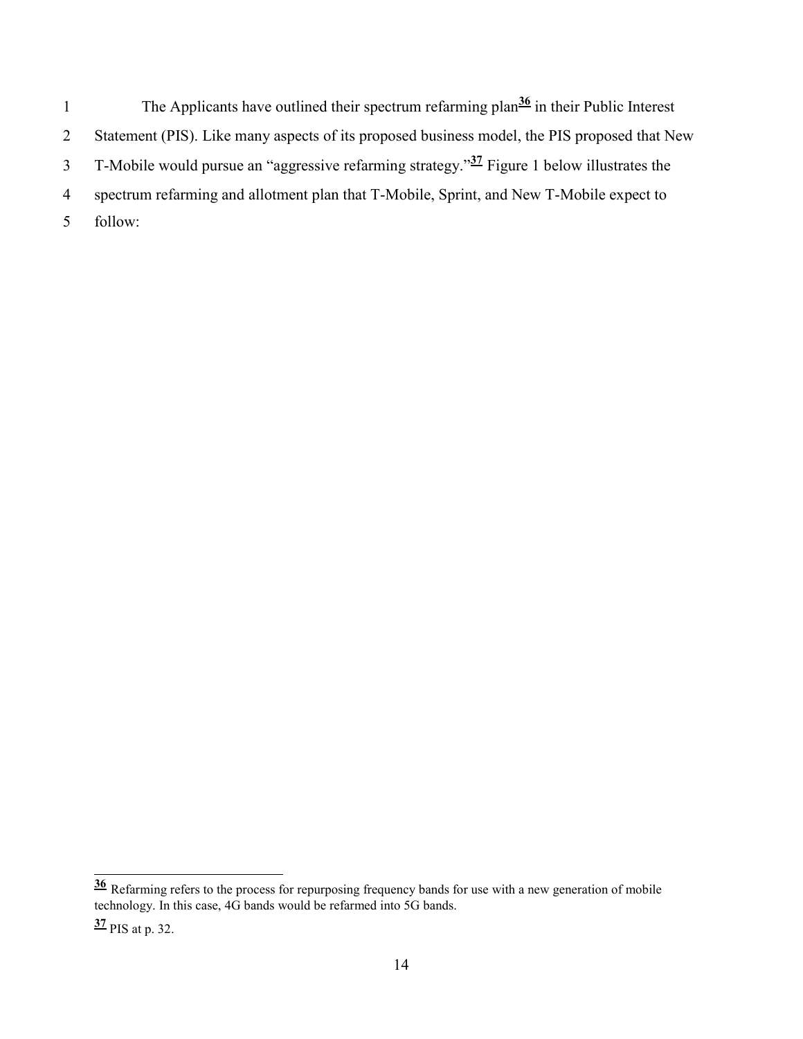The Applicants have outlined their spectrum refarming plan[36] in their Public Interest Statement (PIS). Like many aspects of its proposed business model, the PIS proposed that New T-Mobile would pursue an "aggressive refarming strategy."[37] Figure 1 below illustrates the spectrum refarming and allotment plan that T-Mobile, Sprint, and New T-Mobile expect to follow:

---

[36] Refarming refers to the process for repurposing frequency bands for use with a new generation of mobile technology. In this case, 4G bands would be refarmed into 5G bands.

[37] PIS at p. 32.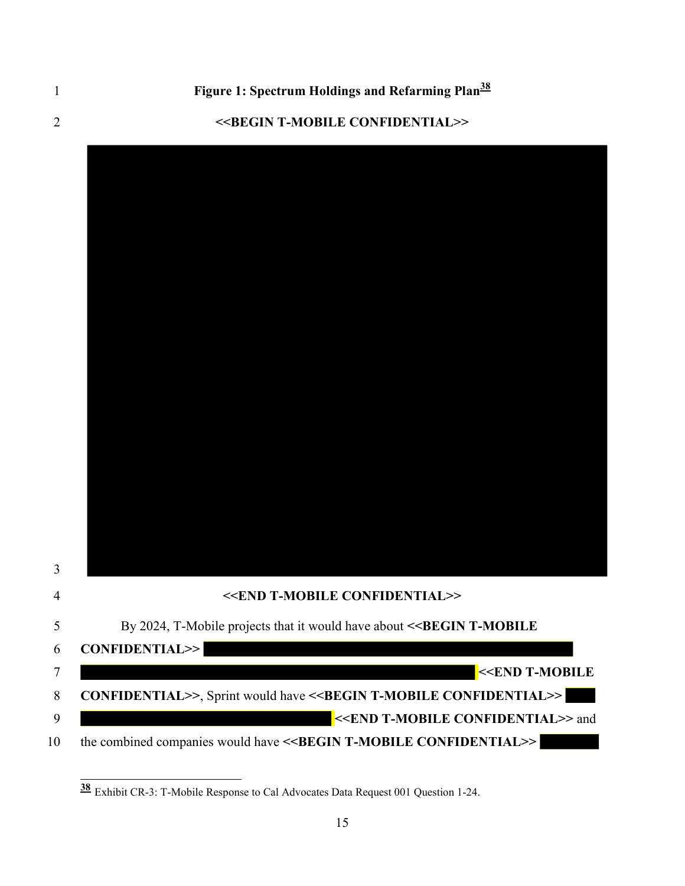**Figure 1: Spectrum Holdings and Refarming Plan[38]**

**<<BEGIN T-MOBILE CONFIDENTIAL>>**

**<<END T-MOBILE CONFIDENTIAL>>**

By 2024, T-Mobile projects that it would have about **<<BEGIN T-MOBILE CONFIDENTIAL>>** **<<END T-MOBILE CONFIDENTIAL>>**, Sprint would have **<<BEGIN T-MOBILE CONFIDENTIAL>>** **<<END T-MOBILE CONFIDENTIAL>>** and the combined companies would have **<<BEGIN T-MOBILE CONFIDENTIAL>>**

[38] Exhibit CR-3: T-Mobile Response to Cal Advocates Data Request 001 Question 1-24.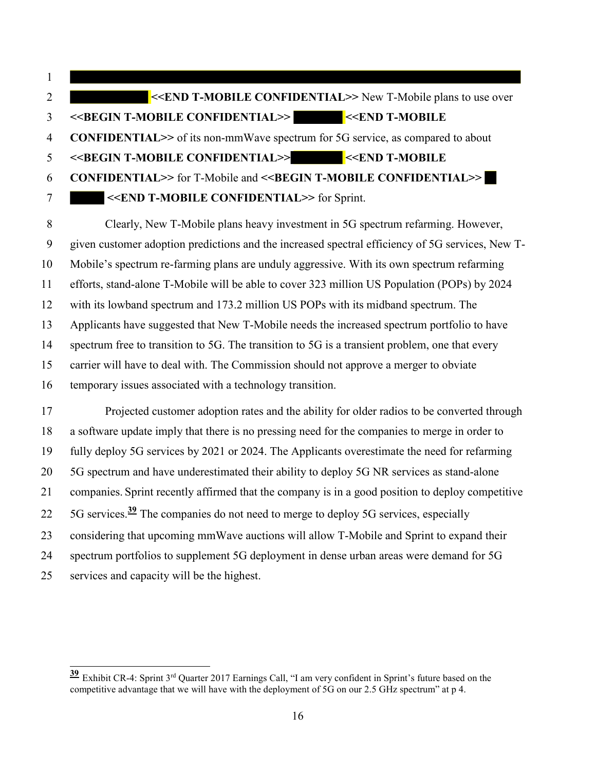**<<END T-MOBILE CONFIDENTIAL>>** New T-Mobile plans to use over **<<BEGIN T-MOBILE CONFIDENTIAL>>** **<<END T-MOBILE CONFIDENTIAL>>** of its non-mmWave spectrum for 5G service, as compared to about **<<BEGIN T-MOBILE CONFIDENTIAL>>** **<<END T-MOBILE CONFIDENTIAL>>** for T-Mobile and **<<BEGIN T-MOBILE CONFIDENTIAL>>** **<<END T-MOBILE CONFIDENTIAL>>** for Sprint.

Clearly, New T-Mobile plans heavy investment in 5G spectrum refarming. However, given customer adoption predictions and the increased spectral efficiency of 5G services, New T-Mobile's spectrum re-farming plans are unduly aggressive. With its own spectrum refarming efforts, stand-alone T-Mobile will be able to cover 323 million US Population (POPs) by 2024 with its lowband spectrum and 173.2 million US POPs with its midband spectrum. The Applicants have suggested that New T-Mobile needs the increased spectrum portfolio to have spectrum free to transition to 5G. The transition to 5G is a transient problem, one that every carrier will have to deal with. The Commission should not approve a merger to obviate temporary issues associated with a technology transition.

Projected customer adoption rates and the ability for older radios to be converted through a software update imply that there is no pressing need for the companies to merge in order to fully deploy 5G services by 2021 or 2024. The Applicants overestimate the need for refarming 5G spectrum and have underestimated their ability to deploy 5G NR services as stand-alone companies. Sprint recently affirmed that the company is in a good position to deploy competitive 5G services.[39] The companies do not need to merge to deploy 5G services, especially considering that upcoming mmWave auctions will allow T-Mobile and Sprint to expand their spectrum portfolios to supplement 5G deployment in dense urban areas were demand for 5G services and capacity will be the highest.

---

[39] Exhibit CR-4: Sprint 3rd Quarter 2017 Earnings Call, "I am very confident in Sprint's future based on the competitive advantage that we will have with the deployment of 5G on our 2.5 GHz spectrum" at p 4.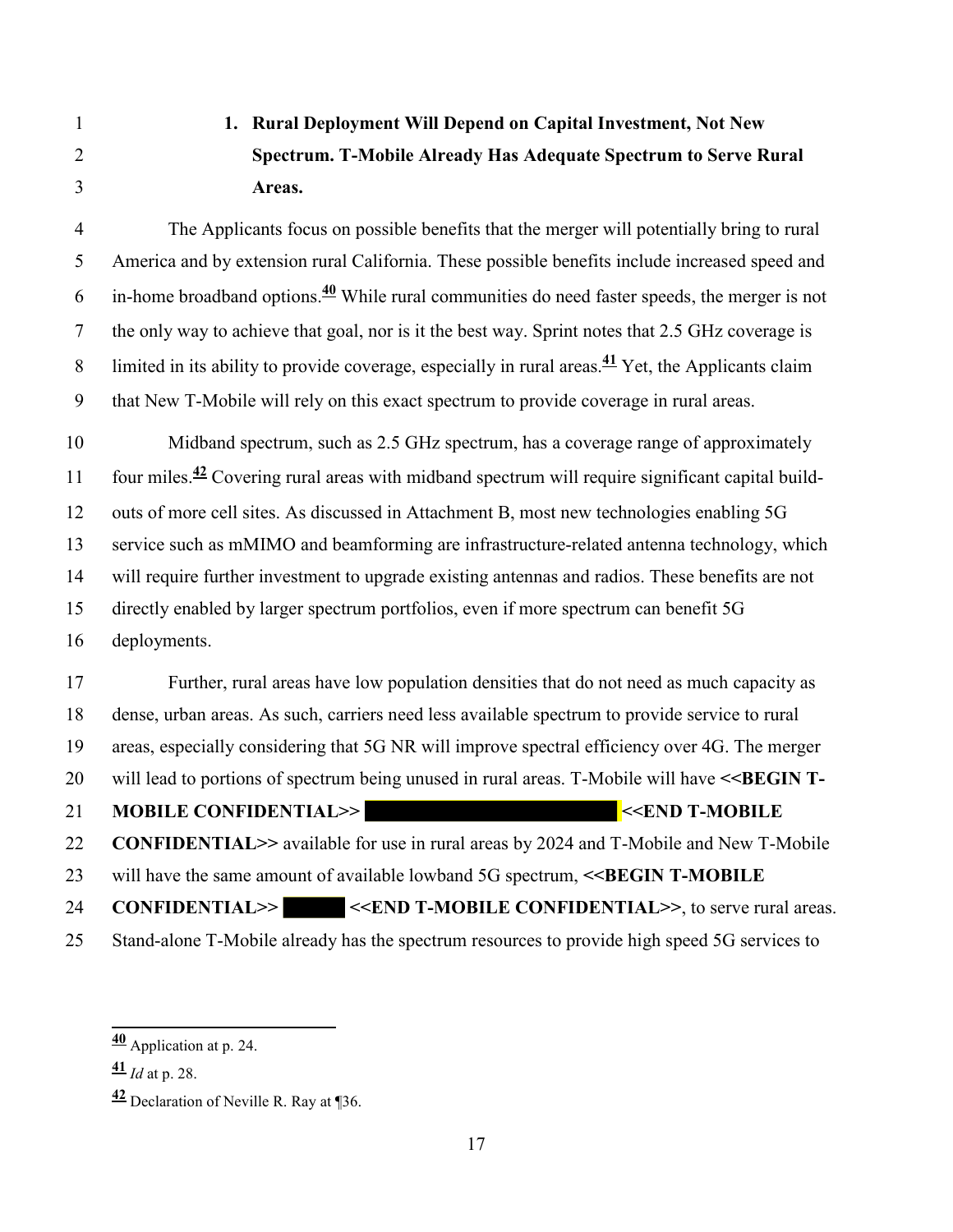### 1. Rural Deployment Will Depend on Capital Investment, Not New Spectrum. T-Mobile Already Has Adequate Spectrum to Serve Rural Areas.

The Applicants focus on possible benefits that the merger will potentially bring to rural America and by extension rural California. These possible benefits include increased speed and in-home broadband options.[40] While rural communities do need faster speeds, the merger is not the only way to achieve that goal, nor is it the best way. Sprint notes that 2.5 GHz coverage is limited in its ability to provide coverage, especially in rural areas.[41] Yet, the Applicants claim that New T-Mobile will rely on this exact spectrum to provide coverage in rural areas.

Midband spectrum, such as 2.5 GHz spectrum, has a coverage range of approximately four miles.[42] Covering rural areas with midband spectrum will require significant capital build-outs of more cell sites. As discussed in Attachment B, most new technologies enabling 5G service such as mMIMO and beamforming are infrastructure-related antenna technology, which will require further investment to upgrade existing antennas and radios. These benefits are not directly enabled by larger spectrum portfolios, even if more spectrum can benefit 5G deployments.

Further, rural areas have low population densities that do not need as much capacity as dense, urban areas. As such, carriers need less available spectrum to provide service to rural areas, especially considering that 5G NR will improve spectral efficiency over 4G. The merger will lead to portions of spectrum being unused in rural areas. T-Mobile will have **<<BEGIN T-MOBILE CONFIDENTIAL>>** [REDACTED] **<<END T-MOBILE CONFIDENTIAL>>** available for use in rural areas by 2024 and T-Mobile and New T-Mobile will have the same amount of available lowband 5G spectrum, **<<BEGIN T-MOBILE CONFIDENTIAL>>** [REDACTED] **<<END T-MOBILE CONFIDENTIAL>>**, to serve rural areas. Stand-alone T-Mobile already has the spectrum resources to provide high speed 5G services to

---

[40] Application at p. 24.

[41] *Id* at p. 28.

[42] Declaration of Neville R. Ray at ¶36.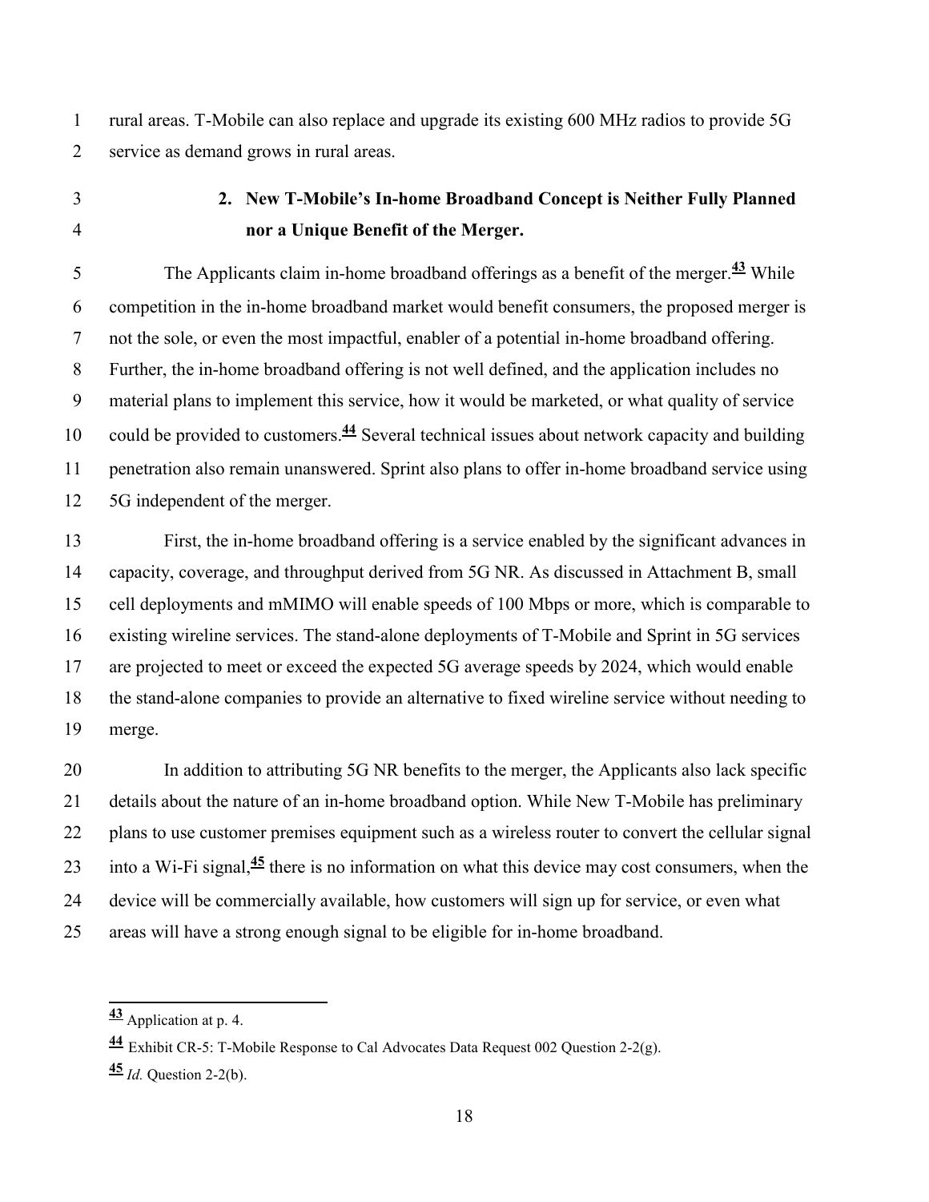rural areas. T-Mobile can also replace and upgrade its existing 600 MHz radios to provide 5G service as demand grows in rural areas.

### 2. New T-Mobile's In-home Broadband Concept is Neither Fully Planned nor a Unique Benefit of the Merger.

The Applicants claim in-home broadband offerings as a benefit of the merger.[43] While competition in the in-home broadband market would benefit consumers, the proposed merger is not the sole, or even the most impactful, enabler of a potential in-home broadband offering. Further, the in-home broadband offering is not well defined, and the application includes no material plans to implement this service, how it would be marketed, or what quality of service could be provided to customers.[44] Several technical issues about network capacity and building penetration also remain unanswered. Sprint also plans to offer in-home broadband service using 5G independent of the merger.

First, the in-home broadband offering is a service enabled by the significant advances in capacity, coverage, and throughput derived from 5G NR. As discussed in Attachment B, small cell deployments and mMIMO will enable speeds of 100 Mbps or more, which is comparable to existing wireline services. The stand-alone deployments of T-Mobile and Sprint in 5G services are projected to meet or exceed the expected 5G average speeds by 2024, which would enable the stand-alone companies to provide an alternative to fixed wireline service without needing to merge.

In addition to attributing 5G NR benefits to the merger, the Applicants also lack specific details about the nature of an in-home broadband option. While New T-Mobile has preliminary plans to use customer premises equipment such as a wireless router to convert the cellular signal into a Wi-Fi signal,[45] there is no information on what this device may cost consumers, when the device will be commercially available, how customers will sign up for service, or even what areas will have a strong enough signal to be eligible for in-home broadband.

---

[43] Application at p. 4.

[44] Exhibit CR-5: T-Mobile Response to Cal Advocates Data Request 002 Question 2-2(g).

[45] *Id.* Question 2-2(b).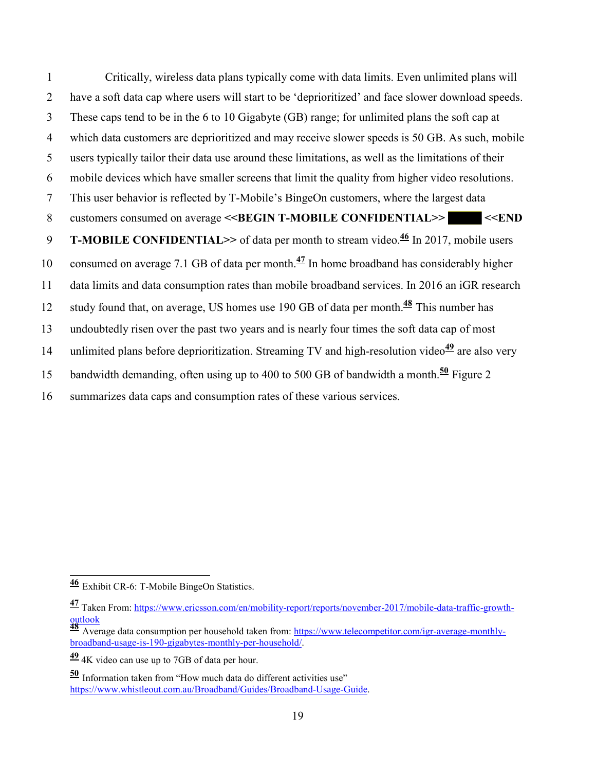Critically, wireless data plans typically come with data limits. Even unlimited plans will have a soft data cap where users will start to be 'deprioritized' and face slower download speeds. These caps tend to be in the 6 to 10 Gigabyte (GB) range; for unlimited plans the soft cap at which data customers are deprioritized and may receive slower speeds is 50 GB. As such, mobile users typically tailor their data use around these limitations, as well as the limitations of their mobile devices which have smaller screens that limit the quality from higher video resolutions. This user behavior is reflected by T-Mobile's BingeOn customers, where the largest data customers consumed on average **<<BEGIN T-MOBILE CONFIDENTIAL>>** ████ **<<END T-MOBILE CONFIDENTIAL>>** of data per month to stream video.[46] In 2017, mobile users consumed on average 7.1 GB of data per month.[47] In home broadband has considerably higher data limits and data consumption rates than mobile broadband services. In 2016 an iGR research study found that, on average, US homes use 190 GB of data per month.[48] This number has undoubtedly risen over the past two years and is nearly four times the soft data cap of most unlimited plans before deprioritization. Streaming TV and high-resolution video[49] are also very bandwidth demanding, often using up to 400 to 500 GB of bandwidth a month.[50] Figure 2 summarizes data caps and consumption rates of these various services.

---

[46] Exhibit CR-6: T-Mobile BingeOn Statistics.

[47] Taken From: https://www.ericsson.com/en/mobility-report/reports/november-2017/mobile-data-traffic-growth-outlook

[48] Average data consumption per household taken from: https://www.telecompetitor.com/igr-average-monthly-broadband-usage-is-190-gigabytes-monthly-per-household/.

[49] 4K video can use up to 7GB of data per hour.

[50] Information taken from "How much data do different activities use" https://www.whistleout.com.au/Broadband/Guides/Broadband-Usage-Guide.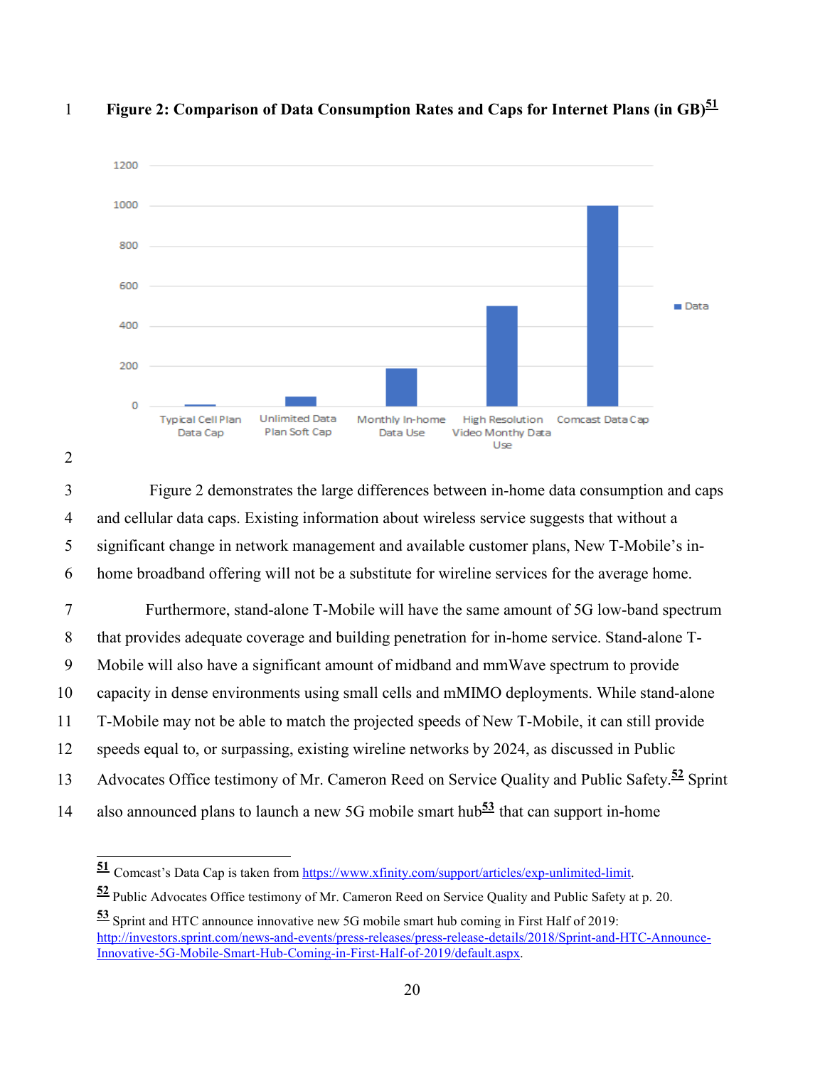**Figure 2: Comparison of Data Consumption Rates and Caps for Internet Plans (in GB)**[51]

Figure 2 demonstrates the large differences between in-home data consumption and caps and cellular data caps. Existing information about wireless service suggests that without a significant change in network management and available customer plans, New T-Mobile's in-home broadband offering will not be a substitute for wireline services for the average home.

Furthermore, stand-alone T-Mobile will have the same amount of 5G low-band spectrum that provides adequate coverage and building penetration for in-home service. Stand-alone T-Mobile will also have a significant amount of midband and mmWave spectrum to provide capacity in dense environments using small cells and mMIMO deployments. While stand-alone T-Mobile may not be able to match the projected speeds of New T-Mobile, it can still provide speeds equal to, or surpassing, existing wireline networks by 2024, as discussed in Public Advocates Office testimony of Mr. Cameron Reed on Service Quality and Public Safety.[52] Sprint also announced plans to launch a new 5G mobile smart hub[53] that can support in-home

---

[51] Comcast's Data Cap is taken from https://www.xfinity.com/support/articles/exp-unlimited-limit.

[52] Public Advocates Office testimony of Mr. Cameron Reed on Service Quality and Public Safety at p. 20.

[53] Sprint and HTC announce innovative new 5G mobile smart hub coming in First Half of 2019: http://investors.sprint.com/news-and-events/press-releases/press-release-details/2018/Sprint-and-HTC-Announce-Innovative-5G-Mobile-Smart-Hub-Coming-in-First-Half-of-2019/default.aspx.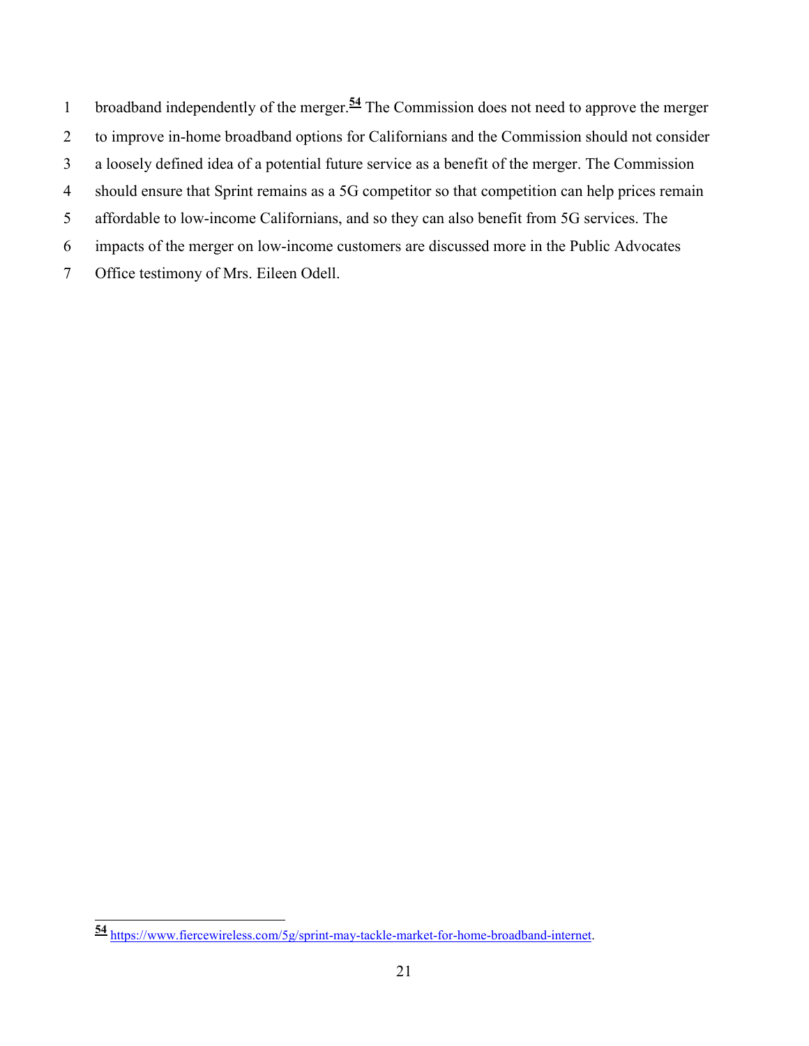broadband independently of the merger.[54] The Commission does not need to approve the merger to improve in-home broadband options for Californians and the Commission should not consider a loosely defined idea of a potential future service as a benefit of the merger. The Commission should ensure that Sprint remains as a 5G competitor so that competition can help prices remain affordable to low-income Californians, and so they can also benefit from 5G services. The impacts of the merger on low-income customers are discussed more in the Public Advocates Office testimony of Mrs. Eileen Odell.

---

[54] https://www.fiercewireless.com/5g/sprint-may-tackle-market-for-home-broadband-internet.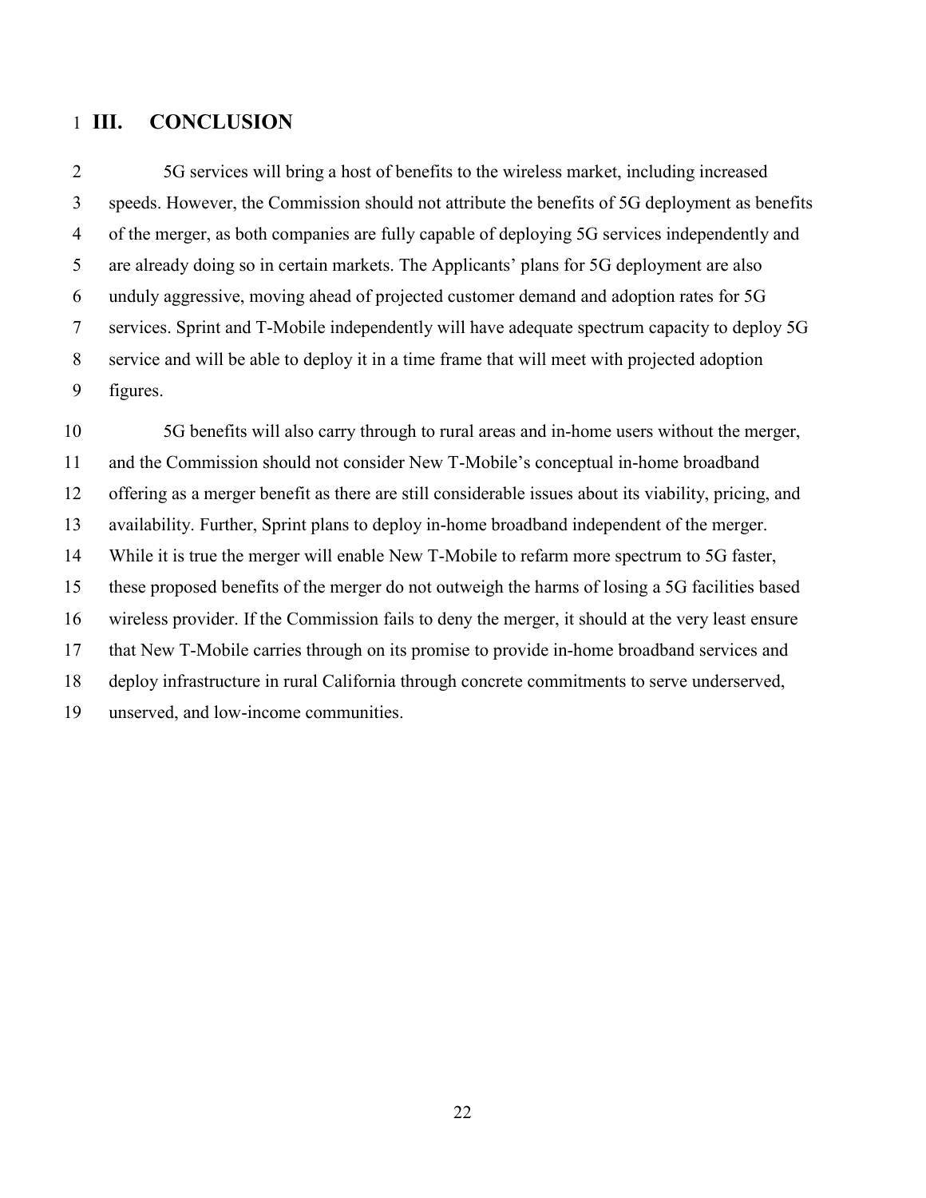## III. CONCLUSION

5G services will bring a host of benefits to the wireless market, including increased speeds. However, the Commission should not attribute the benefits of 5G deployment as benefits of the merger, as both companies are fully capable of deploying 5G services independently and are already doing so in certain markets. The Applicants' plans for 5G deployment are also unduly aggressive, moving ahead of projected customer demand and adoption rates for 5G services. Sprint and T-Mobile independently will have adequate spectrum capacity to deploy 5G service and will be able to deploy it in a time frame that will meet with projected adoption figures.

5G benefits will also carry through to rural areas and in-home users without the merger, and the Commission should not consider New T-Mobile's conceptual in-home broadband offering as a merger benefit as there are still considerable issues about its viability, pricing, and availability. Further, Sprint plans to deploy in-home broadband independent of the merger. While it is true the merger will enable New T-Mobile to refarm more spectrum to 5G faster, these proposed benefits of the merger do not outweigh the harms of losing a 5G facilities based wireless provider. If the Commission fails to deny the merger, it should at the very least ensure that New T-Mobile carries through on its promise to provide in-home broadband services and deploy infrastructure in rural California through concrete commitments to serve underserved, unserved, and low-income communities.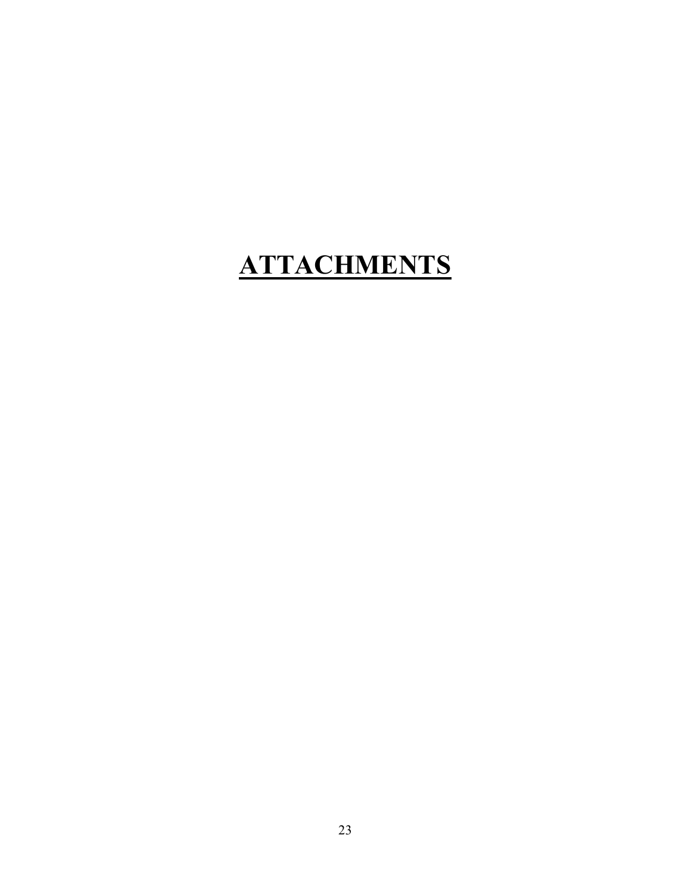# **ATTACHMENTS**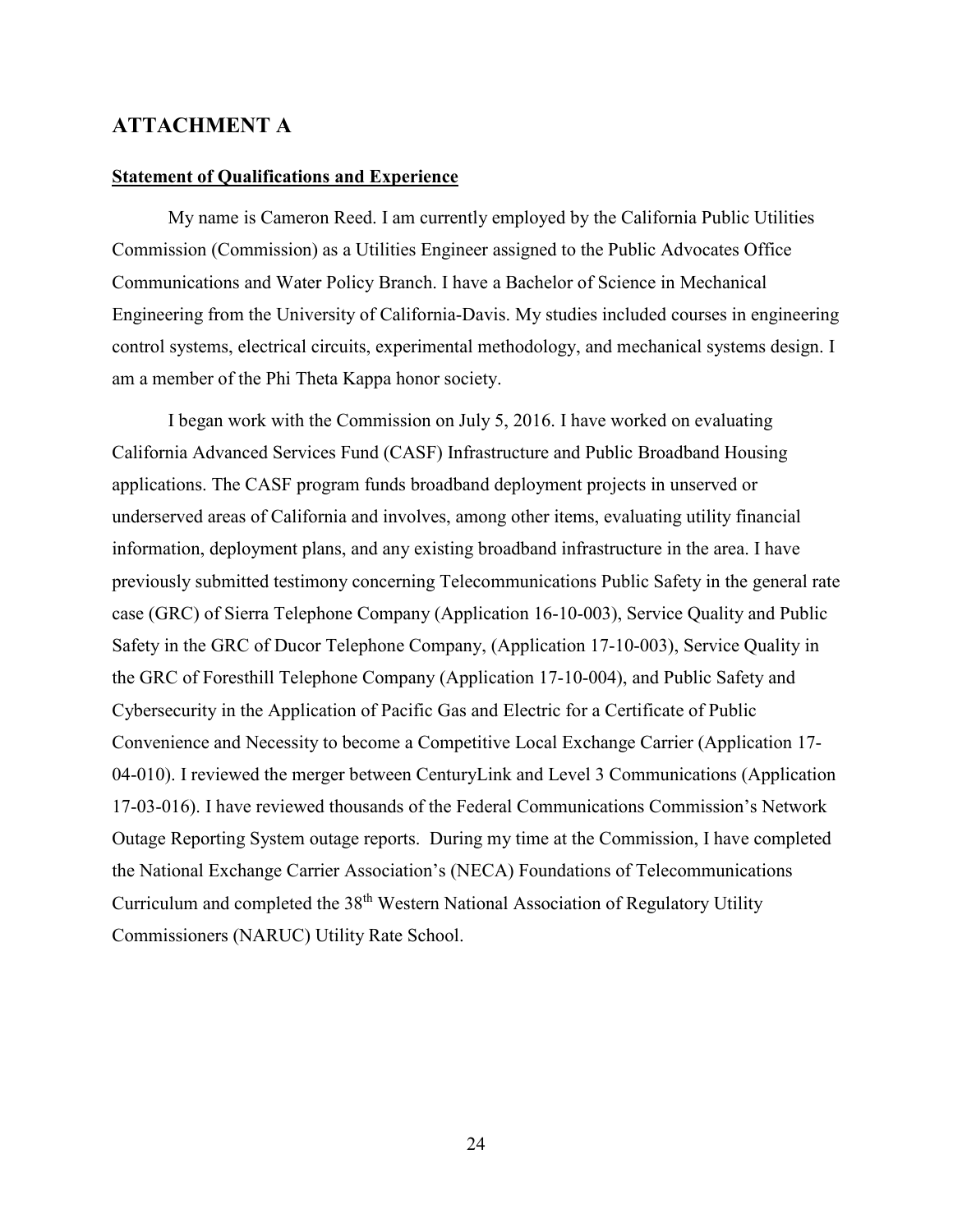## ATTACHMENT A

**Statement of Qualifications and Experience**

My name is Cameron Reed. I am currently employed by the California Public Utilities Commission (Commission) as a Utilities Engineer assigned to the Public Advocates Office Communications and Water Policy Branch. I have a Bachelor of Science in Mechanical Engineering from the University of California-Davis. My studies included courses in engineering control systems, electrical circuits, experimental methodology, and mechanical systems design. I am a member of the Phi Theta Kappa honor society.

I began work with the Commission on July 5, 2016. I have worked on evaluating California Advanced Services Fund (CASF) Infrastructure and Public Broadband Housing applications. The CASF program funds broadband deployment projects in unserved or underserved areas of California and involves, among other items, evaluating utility financial information, deployment plans, and any existing broadband infrastructure in the area. I have previously submitted testimony concerning Telecommunications Public Safety in the general rate case (GRC) of Sierra Telephone Company (Application 16-10-003), Service Quality and Public Safety in the GRC of Ducor Telephone Company, (Application 17-10-003), Service Quality in the GRC of Foresthill Telephone Company (Application 17-10-004), and Public Safety and Cybersecurity in the Application of Pacific Gas and Electric for a Certificate of Public Convenience and Necessity to become a Competitive Local Exchange Carrier (Application 17-04-010). I reviewed the merger between CenturyLink and Level 3 Communications (Application 17-03-016). I have reviewed thousands of the Federal Communications Commission's Network Outage Reporting System outage reports. During my time at the Commission, I have completed the National Exchange Carrier Association's (NECA) Foundations of Telecommunications Curriculum and completed the 38th Western National Association of Regulatory Utility Commissioners (NARUC) Utility Rate School.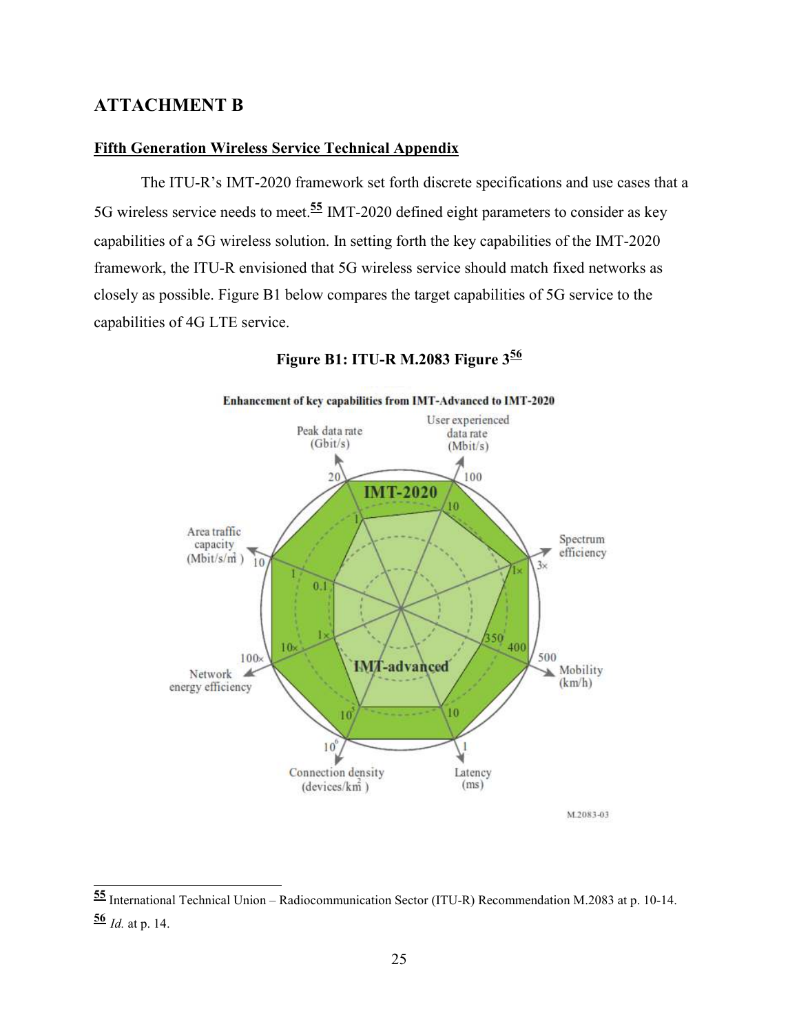## ATTACHMENT B

### Fifth Generation Wireless Service Technical Appendix

The ITU-R's IMT-2020 framework set forth discrete specifications and use cases that a 5G wireless service needs to meet.[55] IMT-2020 defined eight parameters to consider as key capabilities of a 5G wireless solution. In setting forth the key capabilities of the IMT-2020 framework, the ITU-R envisioned that 5G wireless service should match fixed networks as closely as possible. Figure B1 below compares the target capabilities of 5G service to the capabilities of 4G LTE service.

**Figure B1: ITU-R M.2083 Figure 3[56]**

**Enhancement of key capabilities from IMT-Advanced to IMT-2020**

Peak data rate (Gbit/s): 20 / 1
User experienced data rate (Mbit/s): 100 / 10
Spectrum efficiency: 3× / 1×
Mobility (km/h): 500 / 350 / 400
Latency (ms): 1 / 10
Connection density (devices/km²): $10^6$ / $10^5$
Network energy efficiency: 100× / 10× / 1×
Area traffic capacity (Mbit/s/m²): 10 / 1 / 0.1

IMT-2020
IMT-advanced

M.2083-03

---

[55] International Technical Union – Radiocommunication Sector (ITU-R) Recommendation M.2083 at p. 10-14.

[56] *Id.* at p. 14.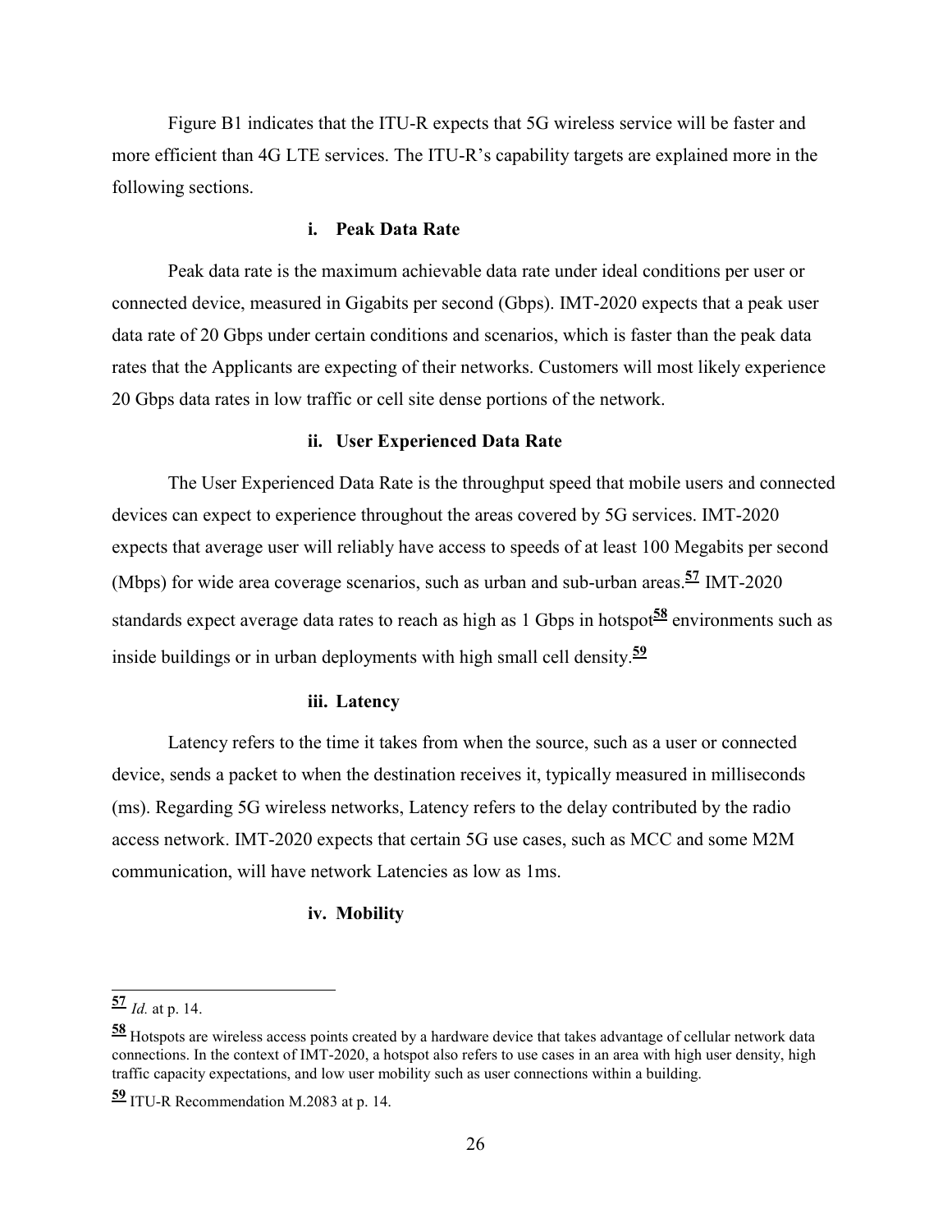Figure B1 indicates that the ITU-R expects that 5G wireless service will be faster and more efficient than 4G LTE services. The ITU-R's capability targets are explained more in the following sections.

### i. Peak Data Rate

Peak data rate is the maximum achievable data rate under ideal conditions per user or connected device, measured in Gigabits per second (Gbps). IMT-2020 expects that a peak user data rate of 20 Gbps under certain conditions and scenarios, which is faster than the peak data rates that the Applicants are expecting of their networks. Customers will most likely experience 20 Gbps data rates in low traffic or cell site dense portions of the network.

### ii. User Experienced Data Rate

The User Experienced Data Rate is the throughput speed that mobile users and connected devices can expect to experience throughout the areas covered by 5G services. IMT-2020 expects that average user will reliably have access to speeds of at least 100 Megabits per second (Mbps) for wide area coverage scenarios, such as urban and sub-urban areas.[57] IMT-2020 standards expect average data rates to reach as high as 1 Gbps in hotspot[58] environments such as inside buildings or in urban deployments with high small cell density.[59]

### iii. Latency

Latency refers to the time it takes from when the source, such as a user or connected device, sends a packet to when the destination receives it, typically measured in milliseconds (ms). Regarding 5G wireless networks, Latency refers to the delay contributed by the radio access network. IMT-2020 expects that certain 5G use cases, such as MCC and some M2M communication, will have network Latencies as low as 1ms.

### iv. Mobility

---

[57] *Id.* at p. 14.

[58] Hotspots are wireless access points created by a hardware device that takes advantage of cellular network data connections. In the context of IMT-2020, a hotspot also refers to use cases in an area with high user density, high traffic capacity expectations, and low user mobility such as user connections within a building.

[59] ITU-R Recommendation M.2083 at p. 14.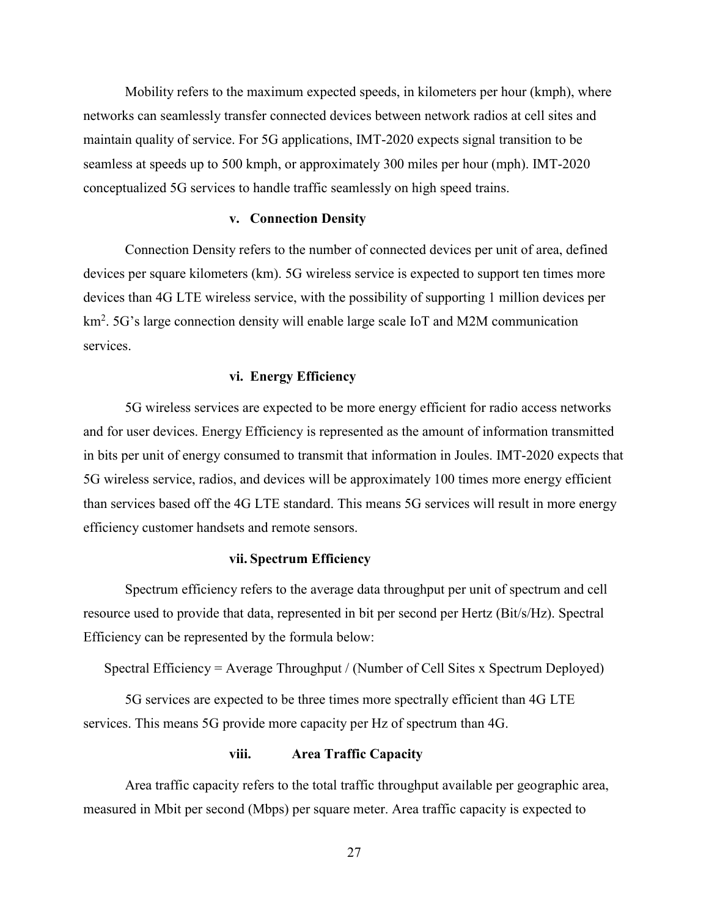Mobility refers to the maximum expected speeds, in kilometers per hour (kmph), where networks can seamlessly transfer connected devices between network radios at cell sites and maintain quality of service. For 5G applications, IMT-2020 expects signal transition to be seamless at speeds up to 500 kmph, or approximately 300 miles per hour (mph). IMT-2020 conceptualized 5G services to handle traffic seamlessly on high speed trains.

### v. Connection Density

Connection Density refers to the number of connected devices per unit of area, defined devices per square kilometers (km). 5G wireless service is expected to support ten times more devices than 4G LTE wireless service, with the possibility of supporting 1 million devices per $km^2$. 5G's large connection density will enable large scale IoT and M2M communication services.

### vi. Energy Efficiency

5G wireless services are expected to be more energy efficient for radio access networks and for user devices. Energy Efficiency is represented as the amount of information transmitted in bits per unit of energy consumed to transmit that information in Joules. IMT-2020 expects that 5G wireless service, radios, and devices will be approximately 100 times more energy efficient than services based off the 4G LTE standard. This means 5G services will result in more energy efficiency customer handsets and remote sensors.

### vii. Spectrum Efficiency

Spectrum efficiency refers to the average data throughput per unit of spectrum and cell resource used to provide that data, represented in bit per second per Hertz (Bit/s/Hz). Spectral Efficiency can be represented by the formula below:

Spectral Efficiency = Average Throughput / (Number of Cell Sites x Spectrum Deployed)

5G services are expected to be three times more spectrally efficient than 4G LTE services. This means 5G provide more capacity per Hz of spectrum than 4G.

### viii. Area Traffic Capacity

Area traffic capacity refers to the total traffic throughput available per geographic area, measured in Mbit per second (Mbps) per square meter. Area traffic capacity is expected to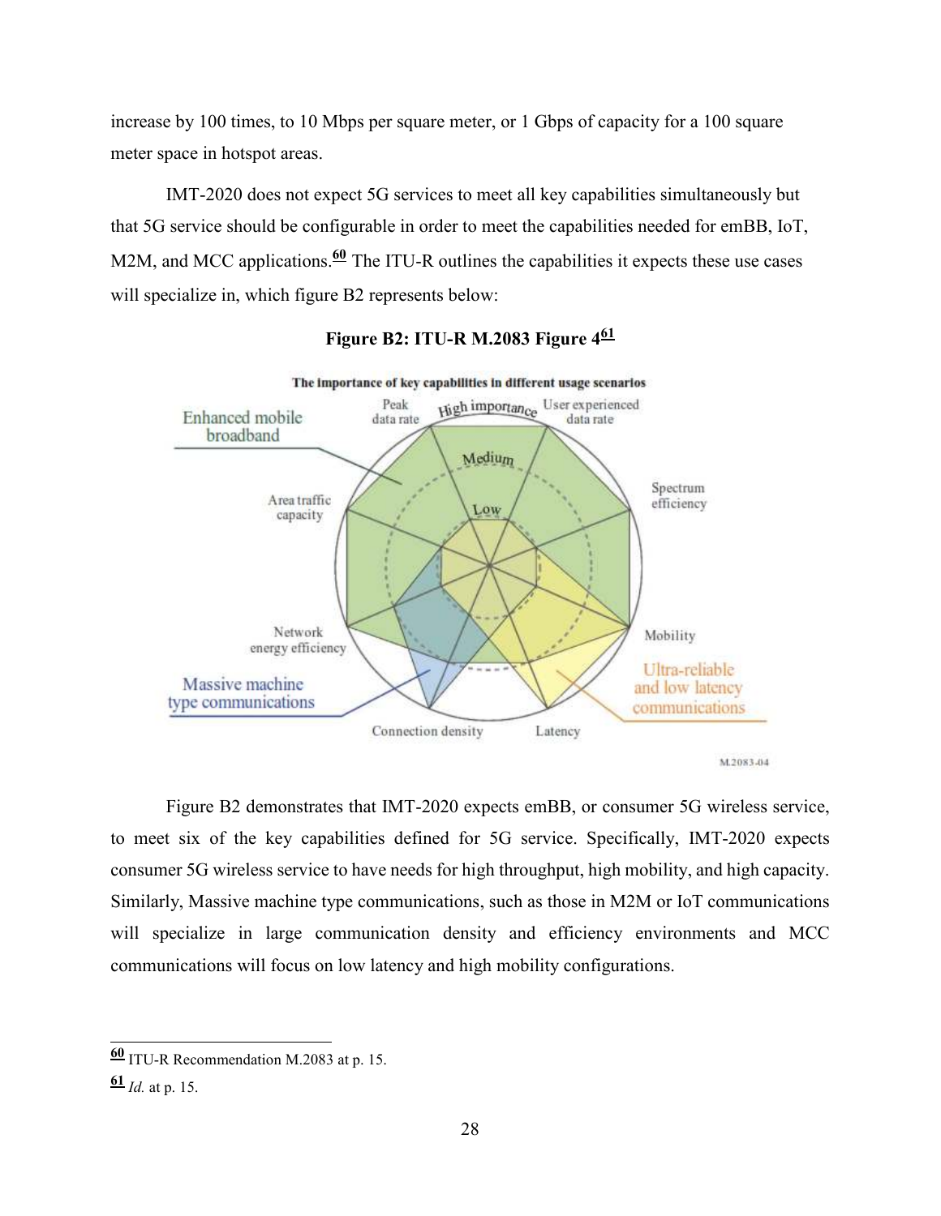increase by 100 times, to 10 Mbps per square meter, or 1 Gbps of capacity for a 100 square meter space in hotspot areas.

IMT-2020 does not expect 5G services to meet all key capabilities simultaneously but that 5G service should be configurable in order to meet the capabilities needed for emBB, IoT, M2M, and MCC applications.[60] The ITU-R outlines the capabilities it expects these use cases will specialize in, which figure B2 represents below:

**Figure B2: ITU-R M.2083 Figure 4[61]**

Figure B2 demonstrates that IMT-2020 expects emBB, or consumer 5G wireless service, to meet six of the key capabilities defined for 5G service. Specifically, IMT-2020 expects consumer 5G wireless service to have needs for high throughput, high mobility, and high capacity. Similarly, Massive machine type communications, such as those in M2M or IoT communications will specialize in large communication density and efficiency environments and MCC communications will focus on low latency and high mobility configurations.

---

[60] ITU-R Recommendation M.2083 at p. 15.

[61] *Id.* at p. 15.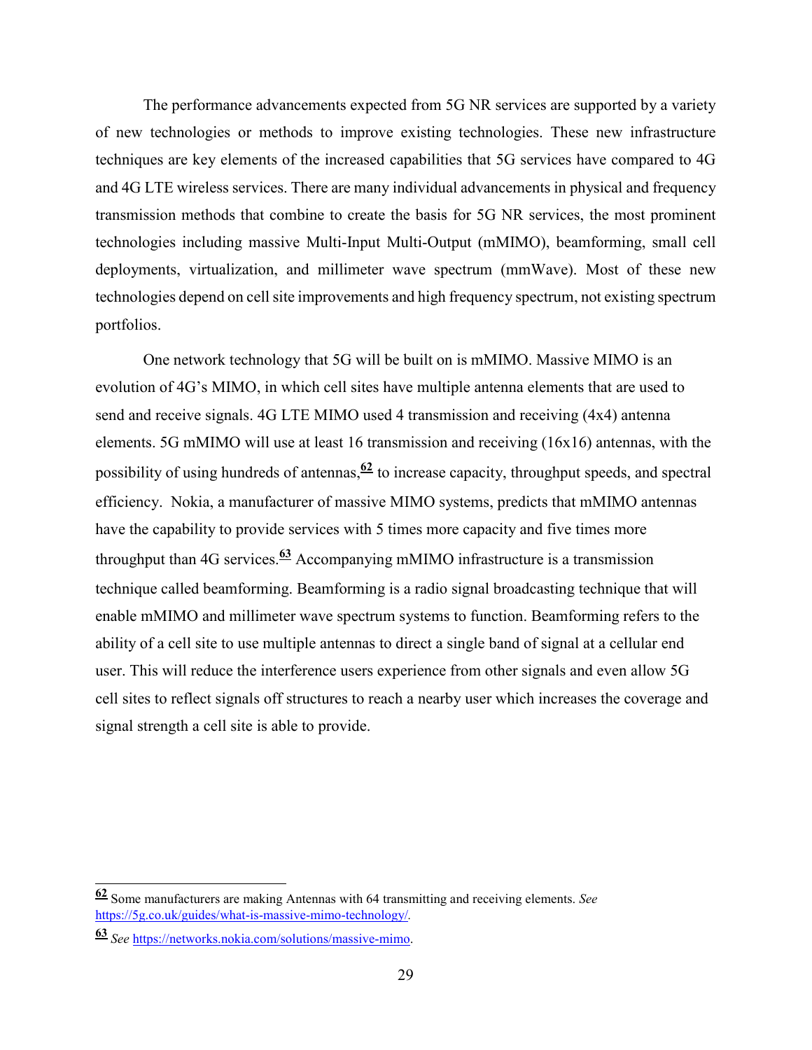The performance advancements expected from 5G NR services are supported by a variety of new technologies or methods to improve existing technologies. These new infrastructure techniques are key elements of the increased capabilities that 5G services have compared to 4G and 4G LTE wireless services. There are many individual advancements in physical and frequency transmission methods that combine to create the basis for 5G NR services, the most prominent technologies including massive Multi-Input Multi-Output (mMIMO), beamforming, small cell deployments, virtualization, and millimeter wave spectrum (mmWave). Most of these new technologies depend on cell site improvements and high frequency spectrum, not existing spectrum portfolios.

One network technology that 5G will be built on is mMIMO. Massive MIMO is an evolution of 4G's MIMO, in which cell sites have multiple antenna elements that are used to send and receive signals. 4G LTE MIMO used 4 transmission and receiving (4x4) antenna elements. 5G mMIMO will use at least 16 transmission and receiving (16x16) antennas, with the possibility of using hundreds of antennas,[62] to increase capacity, throughput speeds, and spectral efficiency. Nokia, a manufacturer of massive MIMO systems, predicts that mMIMO antennas have the capability to provide services with 5 times more capacity and five times more throughput than 4G services.[63] Accompanying mMIMO infrastructure is a transmission technique called beamforming. Beamforming is a radio signal broadcasting technique that will enable mMIMO and millimeter wave spectrum systems to function. Beamforming refers to the ability of a cell site to use multiple antennas to direct a single band of signal at a cellular end user. This will reduce the interference users experience from other signals and even allow 5G cell sites to reflect signals off structures to reach a nearby user which increases the coverage and signal strength a cell site is able to provide.

---

[62] Some manufacturers are making Antennas with 64 transmitting and receiving elements. *See* https://5g.co.uk/guides/what-is-massive-mimo-technology/.

[63] *See* https://networks.nokia.com/solutions/massive-mimo.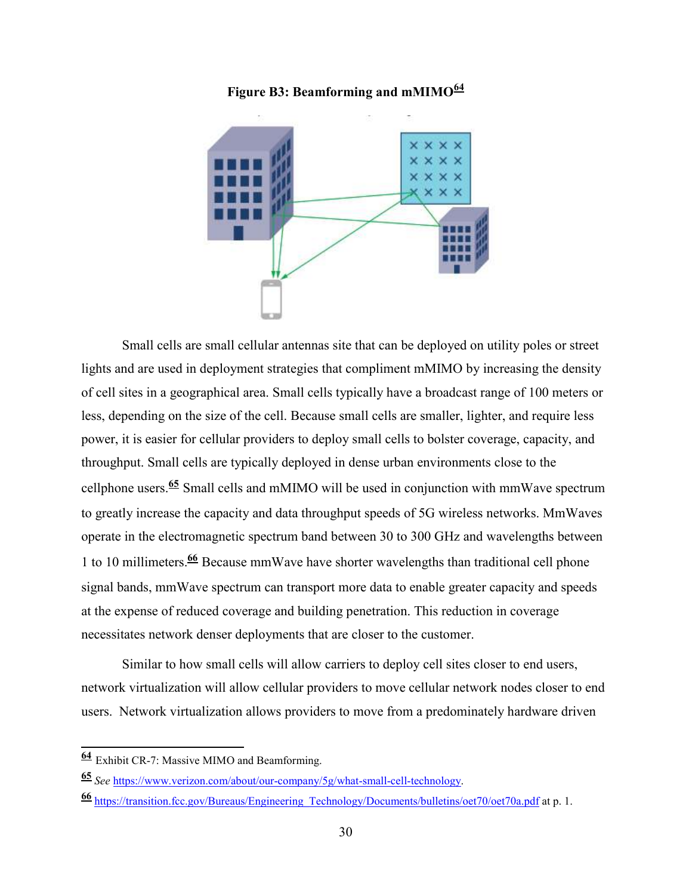**Figure B3: Beamforming and mMIMO**[64]

Small cells are small cellular antennas site that can be deployed on utility poles or street lights and are used in deployment strategies that compliment mMIMO by increasing the density of cell sites in a geographical area. Small cells typically have a broadcast range of 100 meters or less, depending on the size of the cell. Because small cells are smaller, lighter, and require less power, it is easier for cellular providers to deploy small cells to bolster coverage, capacity, and throughput. Small cells are typically deployed in dense urban environments close to the cellphone users.[65] Small cells and mMIMO will be used in conjunction with mmWave spectrum to greatly increase the capacity and data throughput speeds of 5G wireless networks. MmWaves operate in the electromagnetic spectrum band between 30 to 300 GHz and wavelengths between 1 to 10 millimeters.[66] Because mmWave have shorter wavelengths than traditional cell phone signal bands, mmWave spectrum can transport more data to enable greater capacity and speeds at the expense of reduced coverage and building penetration. This reduction in coverage necessitates network denser deployments that are closer to the customer.

Similar to how small cells will allow carriers to deploy cell sites closer to end users, network virtualization will allow cellular providers to move cellular network nodes closer to end users. Network virtualization allows providers to move from a predominately hardware driven

---

[64] Exhibit CR-7: Massive MIMO and Beamforming.

[65] *See* https://www.verizon.com/about/our-company/5g/what-small-cell-technology.

[66] https://transition.fcc.gov/Bureaus/Engineering_Technology/Documents/bulletins/oet70/oet70a.pdf at p. 1.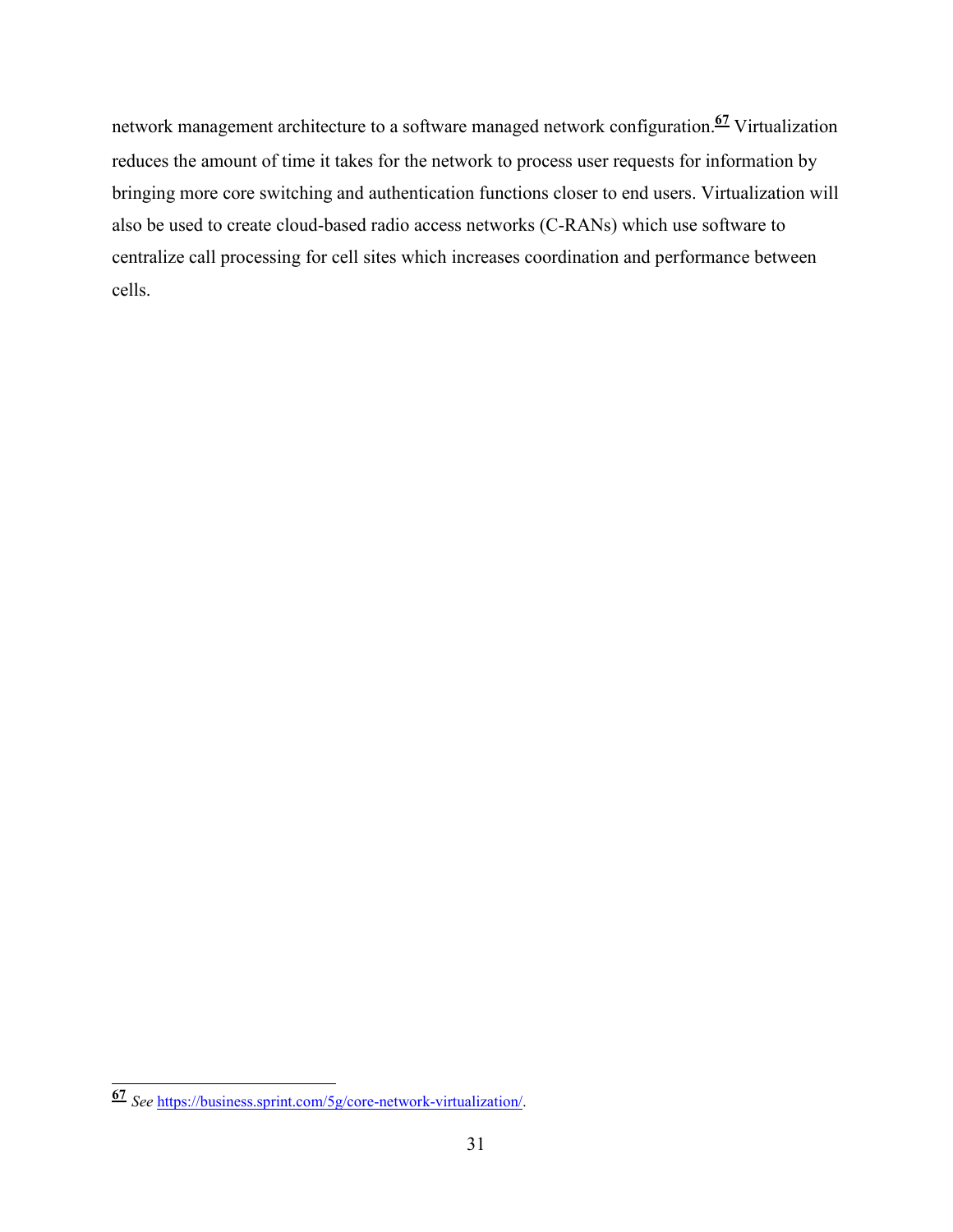network management architecture to a software managed network configuration.[67] Virtualization reduces the amount of time it takes for the network to process user requests for information by bringing more core switching and authentication functions closer to end users. Virtualization will also be used to create cloud-based radio access networks (C-RANs) which use software to centralize call processing for cell sites which increases coordination and performance between cells.

---

[67] *See* https://business.sprint.com/5g/core-network-virtualization/.